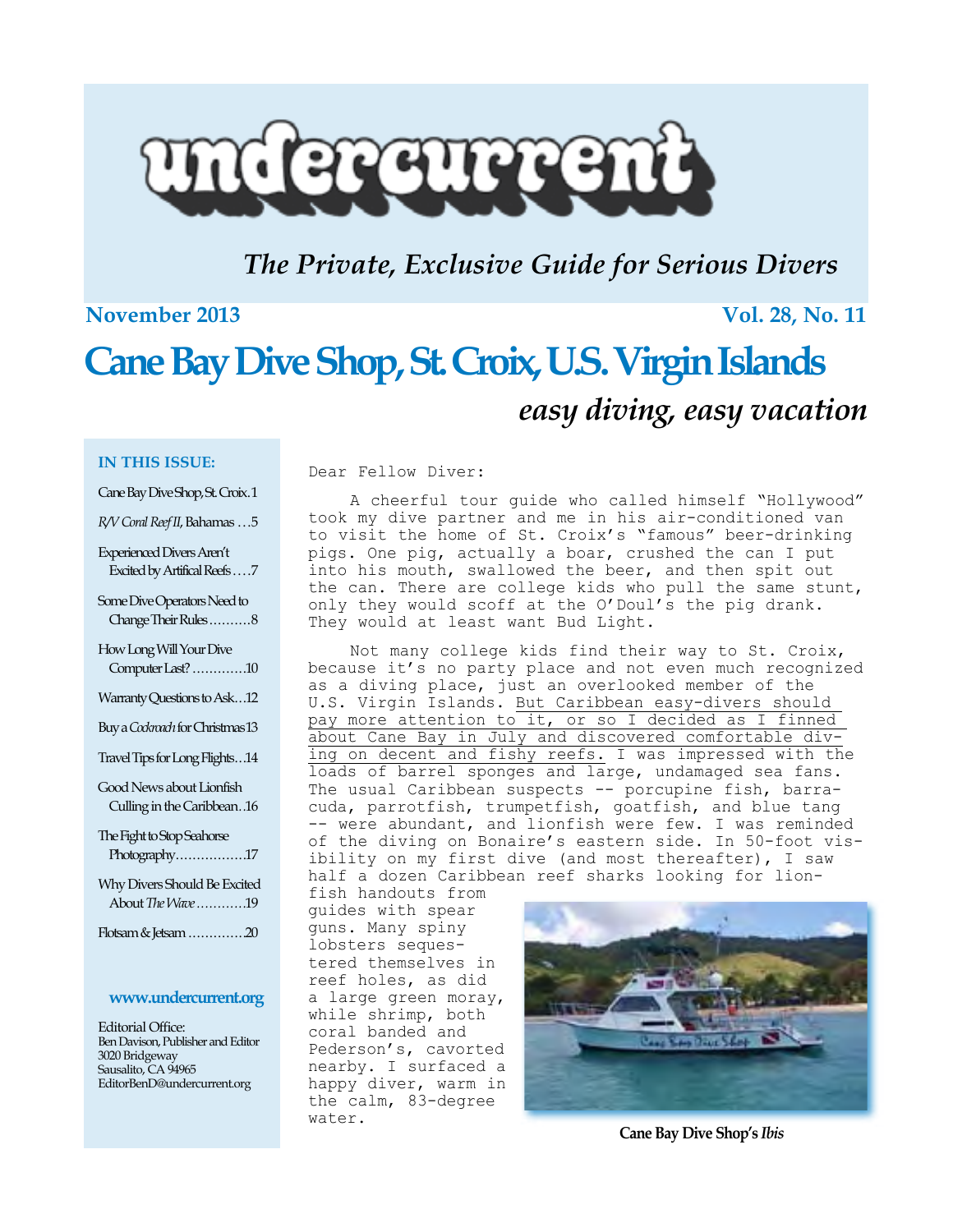# undercurrent

*The Private, Exclusive Guide for Serious Divers*

**November 2013** **Vol. 28, No. 11**

# Cane Bay Dive Shop, St. Croix, U.S. Virgin Islands

## *easy diving, easy vacation*

**IN THIS ISSUE:**

- Cane Bay Dive Shop, St. Croix . 1
- *R/V Coral Reef II*, Bahamas . . . 5
- Experienced Divers Aren't Excited by Artifical Reefs . . . . 7
- Some Dive Operators Need to Change Their Rules . . . . . . . . . . 8
- How Long Will Your Dive Computer Last? . . . . . . . . . . . . 10
- Warranty Questions to Ask . . . 12
- Buy a *Cockroach* for Christmas 13
- Travel Tips for Long Flights . . . 14
- Good News about Lionfish Culling in the Caribbean . . 16
- The Fight to Stop Seahorse Photography . . . . . . . . . . . . . . . . 17
- Why Divers Should Be Excited About *The Wave* . . . . . . . . . . . 19
- Flotsam & Jetsam . . . . . . . . . . . . . 20

**www.undercurrent.org**

Editorial Office:
Ben Davison, Publisher and Editor
3020 Bridgeway
Sausalito, CA 94965
EditorBenD@undercurrent.org

Dear Fellow Diver:

A cheerful tour guide who called himself "Hollywood" took my dive partner and me in his air-conditioned van to visit the home of St. Croix's "famous" beer-drinking pigs. One pig, actually a boar, crushed the can I put into his mouth, swallowed the beer, and then spit out the can. There are college kids who pull the same stunt, only they would scoff at the O'Doul's the pig drank. They would at least want Bud Light.

Not many college kids find their way to St. Croix, because it's no party place and not even much recognized as a diving place, just an overlooked member of the U.S. Virgin Islands. But Caribbean easy-divers should pay more attention to it, or so I decided as I finned about Cane Bay in July and discovered comfortable diving on decent and fishy reefs. I was impressed with the loads of barrel sponges and large, undamaged sea fans. The usual Caribbean suspects -- porcupine fish, barracuda, parrotfish, trumpetfish, goatfish, and blue tang -- were abundant, and lionfish were few. I was reminded of the diving on Bonaire's eastern side. In 50-foot visibility on my first dive (and most thereafter), I saw half a dozen Caribbean reef sharks looking for lionfish handouts from guides with spear guns. Many spiny lobsters sequestered themselves in reef holes, as did a large green moray, while shrimp, both coral banded and Pederson's, cavorted nearby. I surfaced a happy diver, warm in the calm, 83-degree water.

**Cane Bay Dive Shop's *Ibis***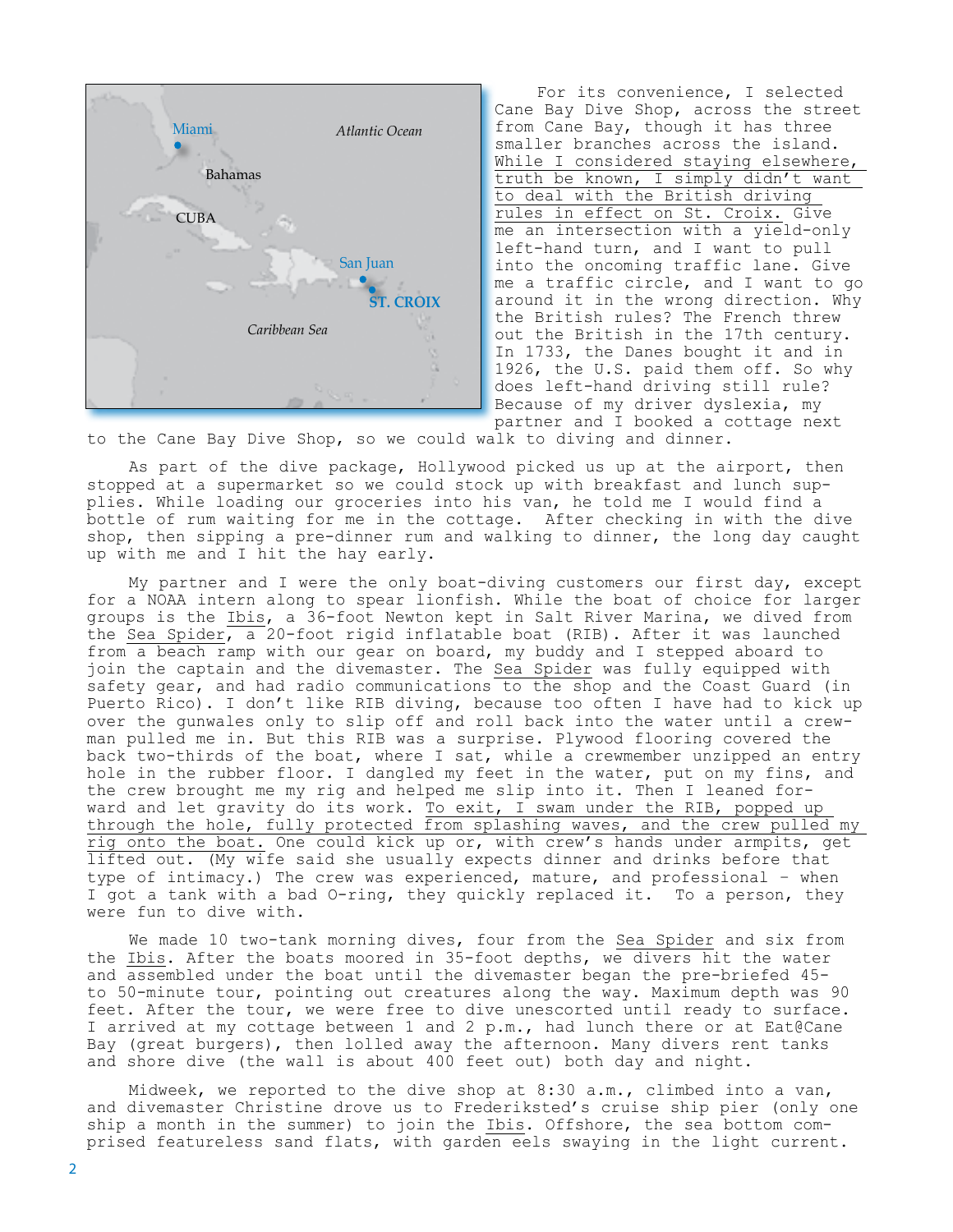For its convenience, I selected Cane Bay Dive Shop, across the street from Cane Bay, though it has three smaller branches across the island. While I considered staying elsewhere, truth be known, I simply didn't want to deal with the British driving rules in effect on St. Croix. Give me an intersection with a yield-only left-hand turn, and I want to pull into the oncoming traffic lane. Give me a traffic circle, and I want to go around it in the wrong direction. Why the British rules? The French threw out the British in the 17th century. In 1733, the Danes bought it and in 1926, the U.S. paid them off. So why does left-hand driving still rule? Because of my driver dyslexia, my partner and I booked a cottage next to the Cane Bay Dive Shop, so we could walk to diving and dinner.

As part of the dive package, Hollywood picked us up at the airport, then stopped at a supermarket so we could stock up with breakfast and lunch supplies. While loading our groceries into his van, he told me I would find a bottle of rum waiting for me in the cottage. After checking in with the dive shop, then sipping a pre-dinner rum and walking to dinner, the long day caught up with me and I hit the hay early.

My partner and I were the only boat-diving customers our first day, except for a NOAA intern along to spear lionfish. While the boat of choice for larger groups is the Ibis, a 36-foot Newton kept in Salt River Marina, we dived from the Sea Spider, a 20-foot rigid inflatable boat (RIB). After it was launched from a beach ramp with our gear on board, my buddy and I stepped aboard to join the captain and the divemaster. The Sea Spider was fully equipped with safety gear, and had radio communications to the shop and the Coast Guard (in Puerto Rico). I don't like RIB diving, because too often I have had to kick up over the gunwales only to slip off and roll back into the water until a crewman pulled me in. But this RIB was a surprise. Plywood flooring covered the back two-thirds of the boat, where I sat, while a crewmember unzipped an entry hole in the rubber floor. I dangled my feet in the water, put on my fins, and the crew brought me my rig and helped me slip into it. Then I leaned forward and let gravity do its work. To exit, I swam under the RIB, popped up through the hole, fully protected from splashing waves, and the crew pulled my rig onto the boat. One could kick up or, with crew's hands under armpits, get lifted out. (My wife said she usually expects dinner and drinks before that type of intimacy.) The crew was experienced, mature, and professional – when I got a tank with a bad O-ring, they quickly replaced it. To a person, they were fun to dive with.

We made 10 two-tank morning dives, four from the Sea Spider and six from the Ibis. After the boats moored in 35-foot depths, we divers hit the water and assembled under the boat until the divemaster began the pre-briefed 45- to 50-minute tour, pointing out creatures along the way. Maximum depth was 90 feet. After the tour, we were free to dive unescorted until ready to surface. I arrived at my cottage between 1 and 2 p.m., had lunch there or at Eat@Cane Bay (great burgers), then lolled away the afternoon. Many divers rent tanks and shore dive (the wall is about 400 feet out) both day and night.

Midweek, we reported to the dive shop at 8:30 a.m., climbed into a van, and divemaster Christine drove us to Frederiksted's cruise ship pier (only one ship a month in the summer) to join the Ibis. Offshore, the sea bottom comprised featureless sand flats, with garden eels swaying in the light current.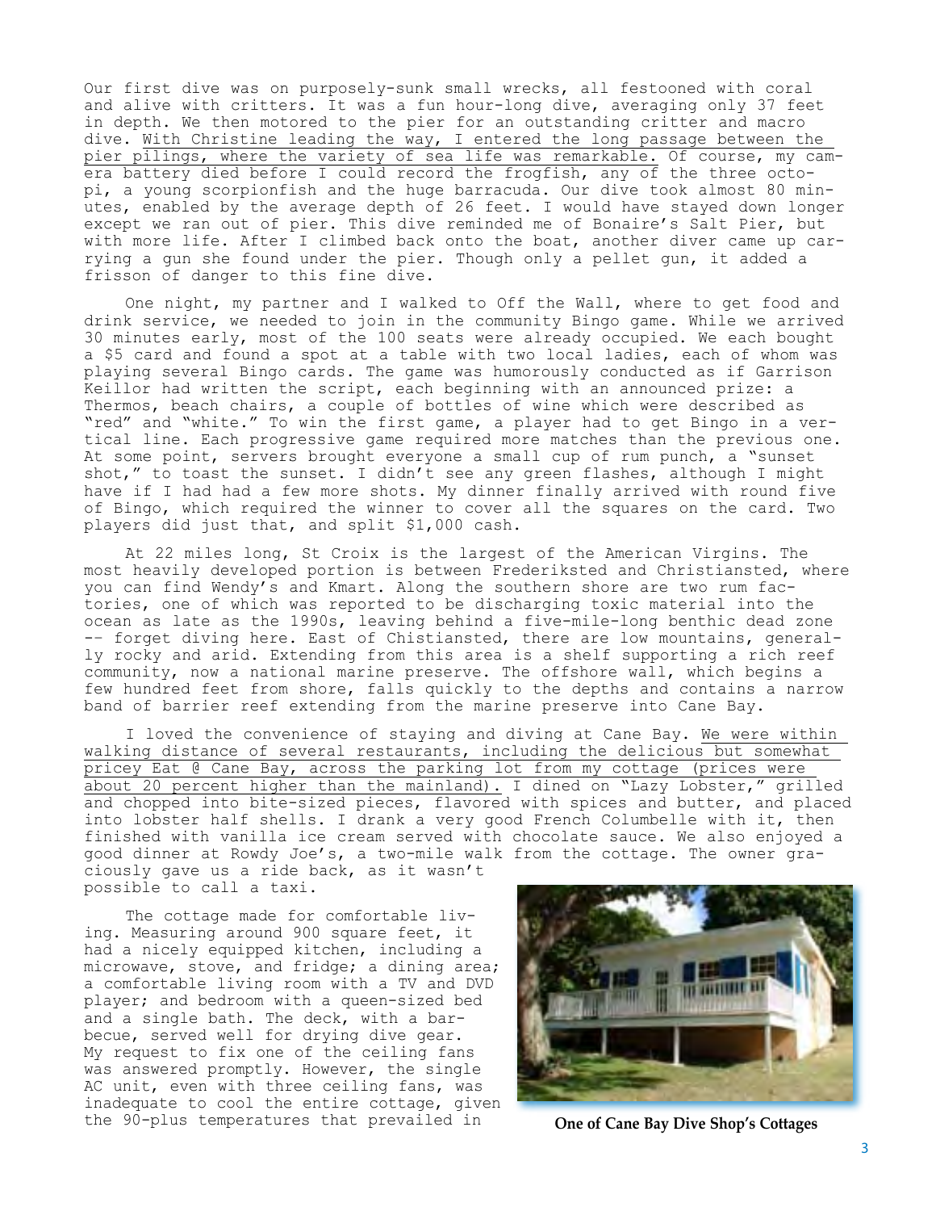Our first dive was on purposely-sunk small wrecks, all festooned with coral and alive with critters. It was a fun hour-long dive, averaging only 37 feet in depth. We then motored to the pier for an outstanding critter and macro dive. With Christine leading the way, I entered the long passage between the pier pilings, where the variety of sea life was remarkable. Of course, my camera battery died before I could record the frogfish, any of the three octopi, a young scorpionfish and the huge barracuda. Our dive took almost 80 minutes, enabled by the average depth of 26 feet. I would have stayed down longer except we ran out of pier. This dive reminded me of Bonaire's Salt Pier, but with more life. After I climbed back onto the boat, another diver came up carrying a gun she found under the pier. Though only a pellet gun, it added a frisson of danger to this fine dive.

One night, my partner and I walked to Off the Wall, where to get food and drink service, we needed to join in the community Bingo game. While we arrived 30 minutes early, most of the 100 seats were already occupied. We each bought a $5 card and found a spot at a table with two local ladies, each of whom was playing several Bingo cards. The game was humorously conducted as if Garrison Keillor had written the script, each beginning with an announced prize: a Thermos, beach chairs, a couple of bottles of wine which were described as "red" and "white." To win the first game, a player had to get Bingo in a vertical line. Each progressive game required more matches than the previous one. At some point, servers brought everyone a small cup of rum punch, a "sunset shot," to toast the sunset. I didn't see any green flashes, although I might have if I had had a few more shots. My dinner finally arrived with round five of Bingo, which required the winner to cover all the squares on the card. Two players did just that, and split $1,000 cash.

At 22 miles long, St Croix is the largest of the American Virgins. The most heavily developed portion is between Frederiksted and Christiansted, where you can find Wendy's and Kmart. Along the southern shore are two rum factories, one of which was reported to be discharging toxic material into the ocean as late as the 1990s, leaving behind a five-mile-long benthic dead zone -- forget diving here. East of Chistiansted, there are low mountains, generally rocky and arid. Extending from this area is a shelf supporting a rich reef community, now a national marine preserve. The offshore wall, which begins a few hundred feet from shore, falls quickly to the depths and contains a narrow band of barrier reef extending from the marine preserve into Cane Bay.

I loved the convenience of staying and diving at Cane Bay. We were within walking distance of several restaurants, including the delicious but somewhat pricey Eat @ Cane Bay, across the parking lot from my cottage (prices were about 20 percent higher than the mainland). I dined on "Lazy Lobster," grilled and chopped into bite-sized pieces, flavored with spices and butter, and placed into lobster half shells. I drank a very good French Columbelle with it, then finished with vanilla ice cream served with chocolate sauce. We also enjoyed a good dinner at Rowdy Joe's, a two-mile walk from the cottage. The owner graciously gave us a ride back, as it wasn't possible to call a taxi.

The cottage made for comfortable living. Measuring around 900 square feet, it had a nicely equipped kitchen, including a microwave, stove, and fridge; a dining area; a comfortable living room with a TV and DVD player; and bedroom with a queen-sized bed and a single bath. The deck, with a barbecue, served well for drying dive gear. My request to fix one of the ceiling fans was answered promptly. However, the single AC unit, even with three ceiling fans, was inadequate to cool the entire cottage, given the 90-plus temperatures that prevailed in

**One of Cane Bay Dive Shop's Cottages**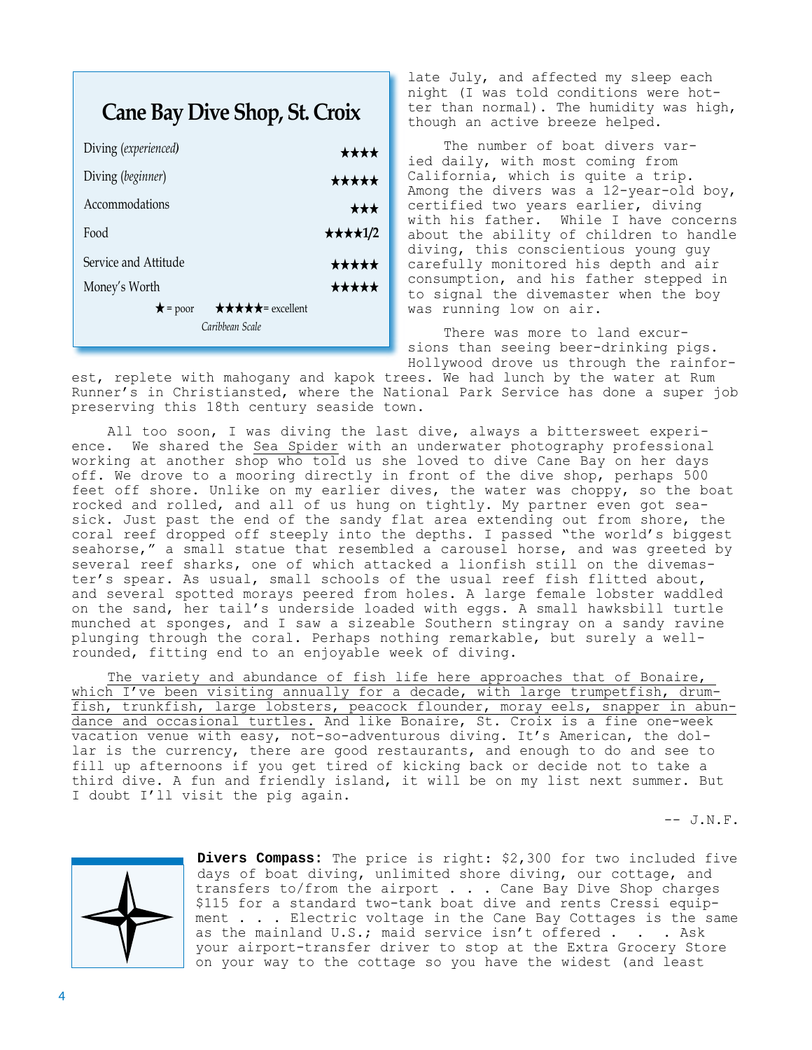## Cane Bay Dive Shop, St. Croix

| | |
|---|---|
| Diving (*experienced*) | ★★★★ |
| Diving (*beginner*) | ★★★★★ |
| Accommodations | ★★★ |
| Food | ★★★★1/2 |
| Service and Attitude | ★★★★★ |
| Money's Worth | ★★★★★ |

★ = poor ★★★★★ = excellent

*Caribbean Scale*

late July, and affected my sleep each night (I was told conditions were hotter than normal). The humidity was high, though an active breeze helped.

The number of boat divers varied daily, with most coming from California, which is quite a trip. Among the divers was a 12-year-old boy, certified two years earlier, diving with his father. While I have concerns about the ability of children to handle diving, this conscientious young guy carefully monitored his depth and air consumption, and his father stepped in to signal the divemaster when the boy was running low on air.

There was more to land excursions than seeing beer-drinking pigs. Hollywood drove us through the rainforest, replete with mahogany and kapok trees. We had lunch by the water at Rum Runner's in Christiansted, where the National Park Service has done a super job preserving this 18th century seaside town.

All too soon, I was diving the last dive, always a bittersweet experience. We shared the Sea Spider with an underwater photography professional working at another shop who told us she loved to dive Cane Bay on her days off. We drove to a mooring directly in front of the dive shop, perhaps 500 feet off shore. Unlike on my earlier dives, the water was choppy, so the boat rocked and rolled, and all of us hung on tightly. My partner even got seasick. Just past the end of the sandy flat area extending out from shore, the coral reef dropped off steeply into the depths. I passed "the world's biggest seahorse," a small statue that resembled a carousel horse, and was greeted by several reef sharks, one of which attacked a lionfish still on the divemaster's spear. As usual, small schools of the usual reef fish flitted about, and several spotted morays peered from holes. A large female lobster waddled on the sand, her tail's underside loaded with eggs. A small hawksbill turtle munched at sponges, and I saw a sizeable Southern stingray on a sandy ravine plunging through the coral. Perhaps nothing remarkable, but surely a well-rounded, fitting end to an enjoyable week of diving.

The variety and abundance of fish life here approaches that of Bonaire, which I've been visiting annually for a decade, with large trumpetfish, drumfish, trunkfish, large lobsters, peacock flounder, moray eels, snapper in abundance and occasional turtles. And like Bonaire, St. Croix is a fine one-week vacation venue with easy, not-so-adventurous diving. It's American, the dollar is the currency, there are good restaurants, and enough to do and see to fill up afternoons if you get tired of kicking back or decide not to take a third dive. A fun and friendly island, it will be on my list next summer. But I doubt I'll visit the pig again.

-- J.N.F.

**Divers Compass:** The price is right: $2,300 for two included five days of boat diving, unlimited shore diving, our cottage, and transfers to/from the airport . . . Cane Bay Dive Shop charges $115 for a standard two-tank boat dive and rents Cressi equipment . . . Electric voltage in the Cane Bay Cottages is the same as the mainland U.S.; maid service isn't offered . . . Ask your airport-transfer driver to stop at the Extra Grocery Store on your way to the cottage so you have the widest (and least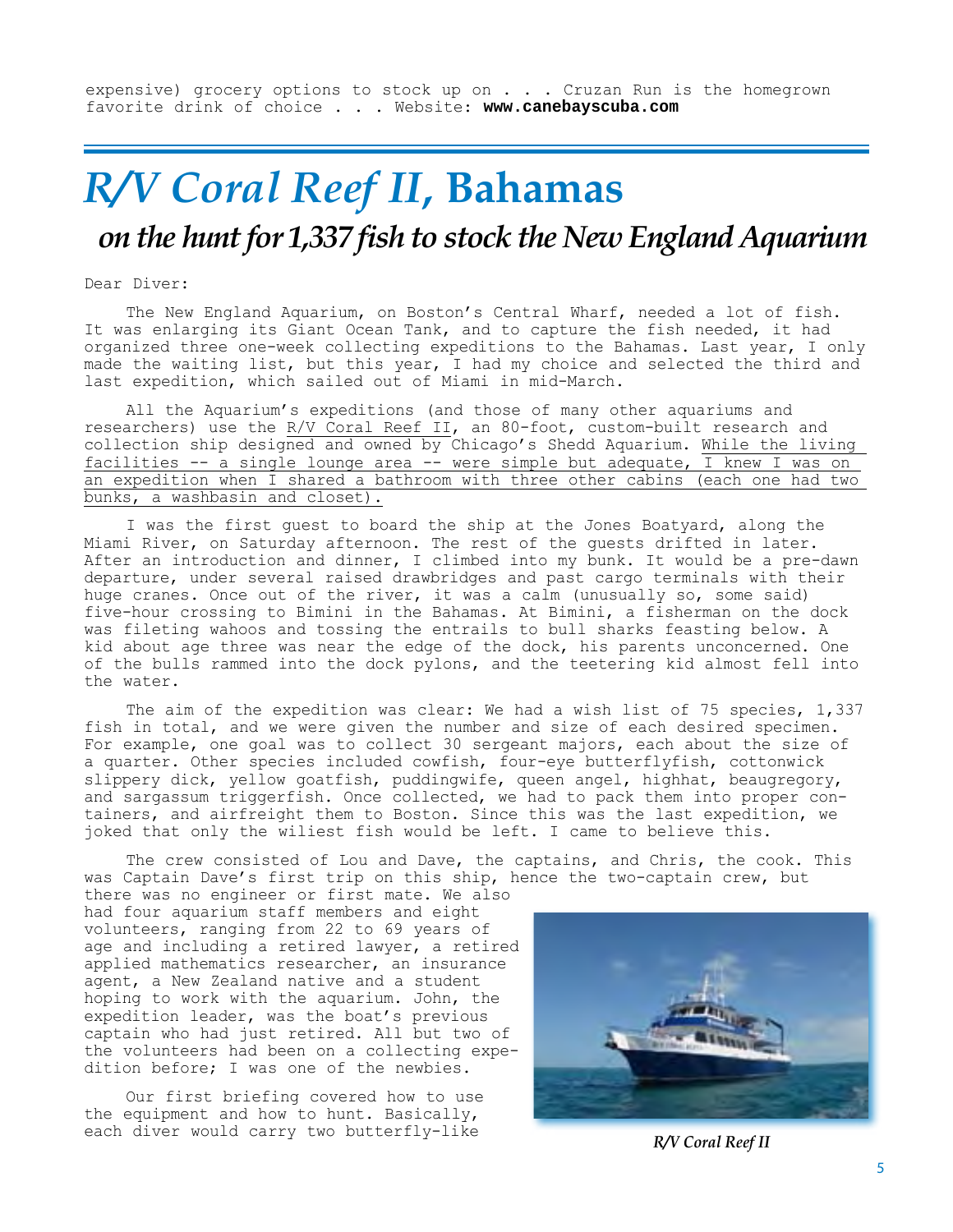expensive) grocery options to stock up on . . . Cruzan Run is the homegrown favorite drink of choice . . . Website: **www.canebayscuba.com**

# *R/V Coral Reef II,* Bahamas

## *on the hunt for 1,337 fish to stock the New England Aquarium*

Dear Diver:

The New England Aquarium, on Boston's Central Wharf, needed a lot of fish. It was enlarging its Giant Ocean Tank, and to capture the fish needed, it had organized three one-week collecting expeditions to the Bahamas. Last year, I only made the waiting list, but this year, I had my choice and selected the third and last expedition, which sailed out of Miami in mid-March.

All the Aquarium's expeditions (and those of many other aquariums and researchers) use the R/V Coral Reef II, an 80-foot, custom-built research and collection ship designed and owned by Chicago's Shedd Aquarium. While the living facilities -- a single lounge area -- were simple but adequate, I knew I was on an expedition when I shared a bathroom with three other cabins (each one had two bunks, a washbasin and closet).

I was the first guest to board the ship at the Jones Boatyard, along the Miami River, on Saturday afternoon. The rest of the guests drifted in later. After an introduction and dinner, I climbed into my bunk. It would be a pre-dawn departure, under several raised drawbridges and past cargo terminals with their huge cranes. Once out of the river, it was a calm (unusually so, some said) five-hour crossing to Bimini in the Bahamas. At Bimini, a fisherman on the dock was fileting wahoos and tossing the entrails to bull sharks feasting below. A kid about age three was near the edge of the dock, his parents unconcerned. One of the bulls rammed into the dock pylons, and the teetering kid almost fell into the water.

The aim of the expedition was clear: We had a wish list of 75 species, 1,337 fish in total, and we were given the number and size of each desired specimen. For example, one goal was to collect 30 sergeant majors, each about the size of a quarter. Other species included cowfish, four-eye butterflyfish, cottonwick slippery dick, yellow goatfish, puddingwife, queen angel, highhat, beaugregory, and sargassum triggerfish. Once collected, we had to pack them into proper containers, and airfreight them to Boston. Since this was the last expedition, we joked that only the wiliest fish would be left. I came to believe this.

The crew consisted of Lou and Dave, the captains, and Chris, the cook. This was Captain Dave's first trip on this ship, hence the two-captain crew, but there was no engineer or first mate. We also had four aquarium staff members and eight volunteers, ranging from 22 to 69 years of age and including a retired lawyer, a retired applied mathematics researcher, an insurance agent, a New Zealand native and a student hoping to work with the aquarium. John, the expedition leader, was the boat's previous captain who had just retired. All but two of the volunteers had been on a collecting expedition before; I was one of the newbies.

*R/V Coral Reef II*

Our first briefing covered how to use the equipment and how to hunt. Basically, each diver would carry two butterfly-like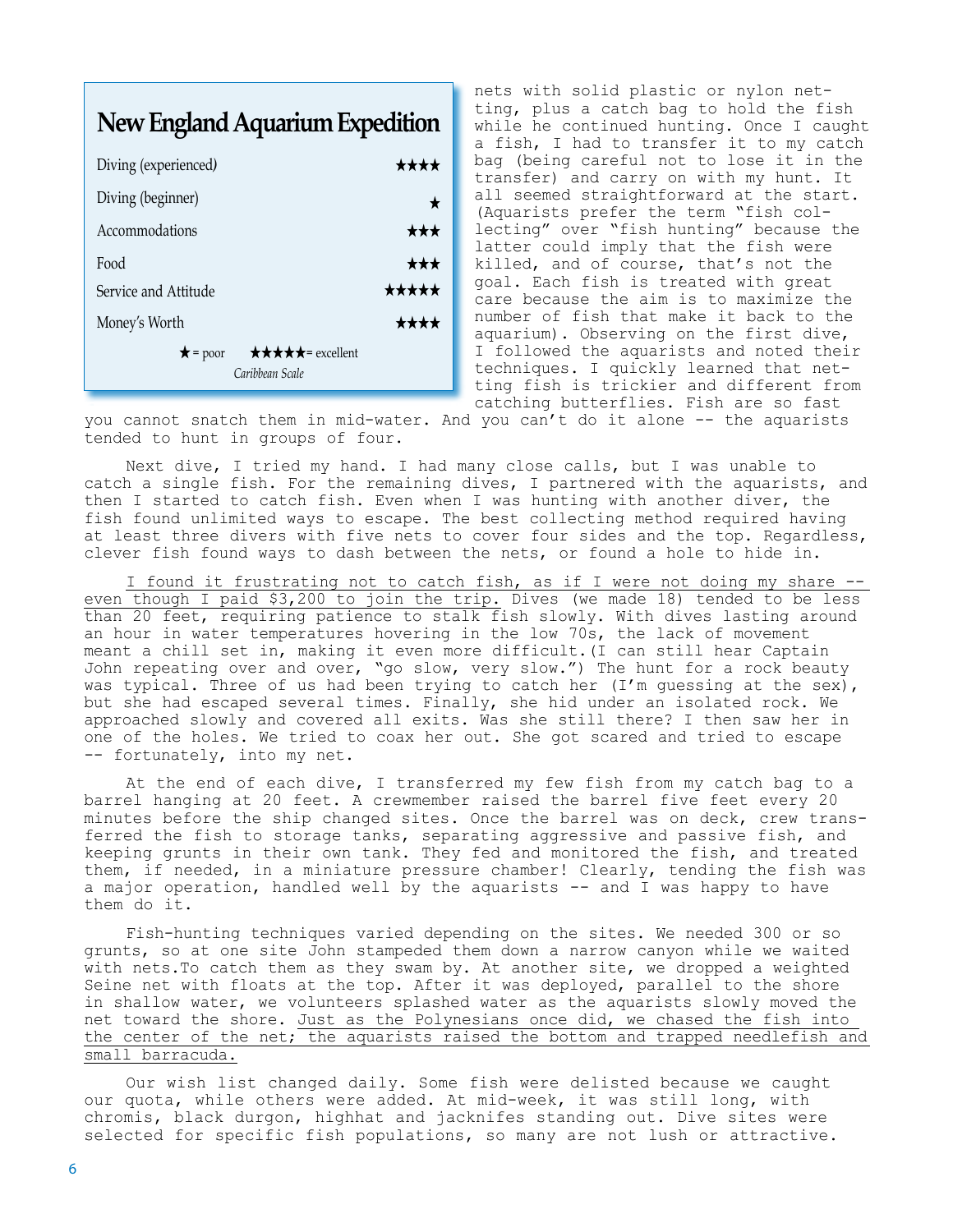### New England Aquarium Expedition

| Category | Rating |
| --- | --- |
| Diving (experienced) | ★★★★ |
| Diving (beginner) | ★ |
| Accommodations | ★★★ |
| Food | ★★★ |
| Service and Attitude | ★★★★★ |
| Money's Worth | ★★★★ |

★ = poor ★★★★★= excellent

*Caribbean Scale*

nets with solid plastic or nylon netting, plus a catch bag to hold the fish while he continued hunting. Once I caught a fish, I had to transfer it to my catch bag (being careful not to lose it in the transfer) and carry on with my hunt. It all seemed straightforward at the start. (Aquarists prefer the term "fish collecting" over "fish hunting" because the latter could imply that the fish were killed, and of course, that's not the goal. Each fish is treated with great care because the aim is to maximize the number of fish that make it back to the aquarium). Observing on the first dive, I followed the aquarists and noted their techniques. I quickly learned that netting fish is trickier and different from catching butterflies. Fish are so fast you cannot snatch them in mid-water. And you can't do it alone -- the aquarists tended to hunt in groups of four.

Next dive, I tried my hand. I had many close calls, but I was unable to catch a single fish. For the remaining dives, I partnered with the aquarists, and then I started to catch fish. Even when I was hunting with another diver, the fish found unlimited ways to escape. The best collecting method required having at least three divers with five nets to cover four sides and the top. Regardless, clever fish found ways to dash between the nets, or found a hole to hide in.

I found it frustrating not to catch fish, as if I were not doing my share -- even though I paid $3,200 to join the trip. Dives (we made 18) tended to be less than 20 feet, requiring patience to stalk fish slowly. With dives lasting around an hour in water temperatures hovering in the low 70s, the lack of movement meant a chill set in, making it even more difficult.(I can still hear Captain John repeating over and over, "go slow, very slow.") The hunt for a rock beauty was typical. Three of us had been trying to catch her (I'm guessing at the sex), but she had escaped several times. Finally, she hid under an isolated rock. We approached slowly and covered all exits. Was she still there? I then saw her in one of the holes. We tried to coax her out. She got scared and tried to escape -- fortunately, into my net.

At the end of each dive, I transferred my few fish from my catch bag to a barrel hanging at 20 feet. A crewmember raised the barrel five feet every 20 minutes before the ship changed sites. Once the barrel was on deck, crew transferred the fish to storage tanks, separating aggressive and passive fish, and keeping grunts in their own tank. They fed and monitored the fish, and treated them, if needed, in a miniature pressure chamber! Clearly, tending the fish was a major operation, handled well by the aquarists -- and I was happy to have them do it.

Fish-hunting techniques varied depending on the sites. We needed 300 or so grunts, so at one site John stampeded them down a narrow canyon while we waited with nets.To catch them as they swam by. At another site, we dropped a weighted Seine net with floats at the top. After it was deployed, parallel to the shore in shallow water, we volunteers splashed water as the aquarists slowly moved the net toward the shore. Just as the Polynesians once did, we chased the fish into the center of the net; the aquarists raised the bottom and trapped needlefish and small barracuda.

Our wish list changed daily. Some fish were delisted because we caught our quota, while others were added. At mid-week, it was still long, with chromis, black durgon, highhat and jacknifes standing out. Dive sites were selected for specific fish populations, so many are not lush or attractive.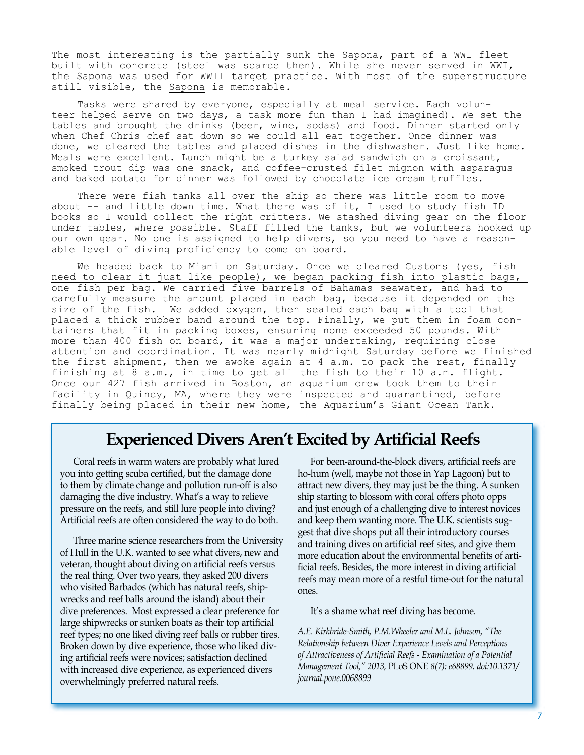The most interesting is the partially sunk the Sapona, part of a WWI fleet built with concrete (steel was scarce then). While she never served in WWI, the Sapona was used for WWII target practice. With most of the superstructure still visible, the Sapona is memorable.

Tasks were shared by everyone, especially at meal service. Each volunteer helped serve on two days, a task more fun than I had imagined). We set the tables and brought the drinks (beer, wine, sodas) and food. Dinner started only when Chef Chris chef sat down so we could all eat together. Once dinner was done, we cleared the tables and placed dishes in the dishwasher. Just like home. Meals were excellent. Lunch might be a turkey salad sandwich on a croissant, smoked trout dip was one snack, and coffee-crusted filet mignon with asparagus and baked potato for dinner was followed by chocolate ice cream truffles.

There were fish tanks all over the ship so there was little room to move about -- and little down time. What there was of it, I used to study fish ID books so I would collect the right critters. We stashed diving gear on the floor under tables, where possible. Staff filled the tanks, but we volunteers hooked up our own gear. No one is assigned to help divers, so you need to have a reasonable level of diving proficiency to come on board.

We headed back to Miami on Saturday. Once we cleared Customs (yes, fish need to clear it just like people), we began packing fish into plastic bags, one fish per bag. We carried five barrels of Bahamas seawater, and had to carefully measure the amount placed in each bag, because it depended on the size of the fish. We added oxygen, then sealed each bag with a tool that placed a thick rubber band around the top. Finally, we put them in foam containers that fit in packing boxes, ensuring none exceeded 50 pounds. With more than 400 fish on board, it was a major undertaking, requiring close attention and coordination. It was nearly midnight Saturday before we finished the first shipment, then we awoke again at 4 a.m. to pack the rest, finally finishing at 8 a.m., in time to get all the fish to their 10 a.m. flight. Once our 427 fish arrived in Boston, an aquarium crew took them to their facility in Quincy, MA, where they were inspected and quarantined, before finally being placed in their new home, the Aquarium's Giant Ocean Tank.

## Experienced Divers Aren't Excited by Artificial Reefs

Coral reefs in warm waters are probably what lured you into getting scuba certified, but the damage done to them by climate change and pollution run-off is also damaging the dive industry. What's a way to relieve pressure on the reefs, and still lure people into diving? Artificial reefs are often considered the way to do both.

Three marine science researchers from the University of Hull in the U.K. wanted to see what divers, new and veteran, thought about diving on artificial reefs versus the real thing. Over two years, they asked 200 divers who visited Barbados (which has natural reefs, shipwrecks and reef balls around the island) about their dive preferences. Most expressed a clear preference for large shipwrecks or sunken boats as their top artificial reef types; no one liked diving reef balls or rubber tires. Broken down by dive experience, those who liked diving artificial reefs were novices; satisfaction declined with increased dive experience, as experienced divers overwhelmingly preferred natural reefs.

For been-around-the-block divers, artificial reefs are ho-hum (well, maybe not those in Yap Lagoon) but to attract new divers, they may just be the thing. A sunken ship starting to blossom with coral offers photo opps and just enough of a challenging dive to interest novices and keep them wanting more. The U.K. scientists suggest that dive shops put all their introductory courses and training dives on artificial reef sites, and give them more education about the environmental benefits of artificial reefs. Besides, the more interest in diving artificial reefs may mean more of a restful time-out for the natural ones.

It's a shame what reef diving has become.

*A.E. Kirkbride-Smith, P.M.Wheeler and M.L. Johnson, "The Relationship between Diver Experience Levels and Perceptions of Attractiveness of Artificial Reefs - Examination of a Potential Management Tool," 2013,* PLoS ONE *8(7): e68899. doi:10.1371/journal.pone.0068899*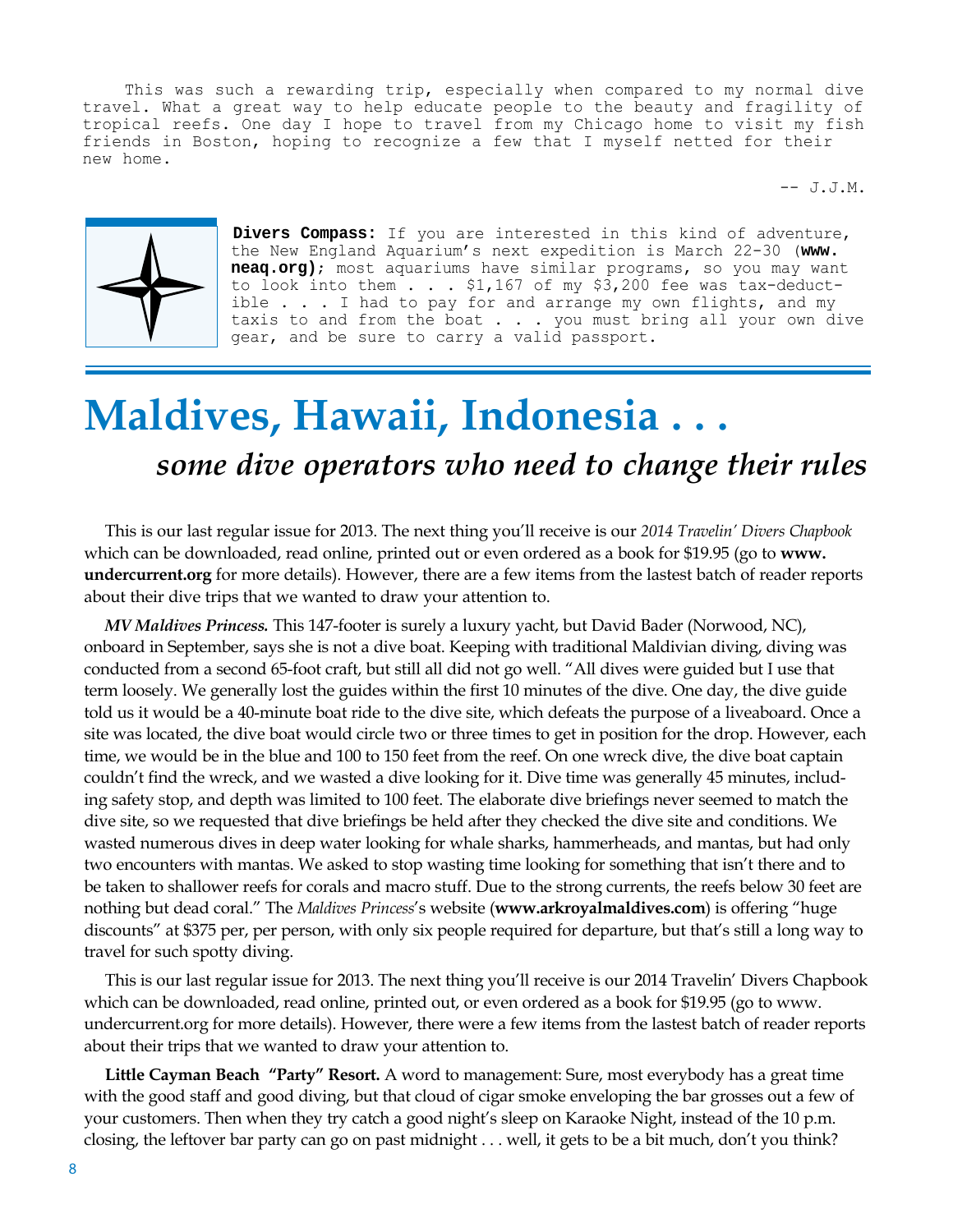This was such a rewarding trip, especially when compared to my normal dive travel. What a great way to help educate people to the beauty and fragility of tropical reefs. One day I hope to travel from my Chicago home to visit my fish friends in Boston, hoping to recognize a few that I myself netted for their new home.

-- J.J.M.

**Divers Compass:** If you are interested in this kind of adventure, the New England Aquarium's next expedition is March 22-30 (**www.neaq.org**); most aquariums have similar programs, so you may want to look into them . . . $1,167 of my $3,200 fee was tax-deductible . . . I had to pay for and arrange my own flights, and my taxis to and from the boat . . . you must bring all your own dive gear, and be sure to carry a valid passport.

# Maldives, Hawaii, Indonesia . . .

## *some dive operators who need to change their rules*

This is our last regular issue for 2013. The next thing you'll receive is our *2014 Travelin' Divers Chapbook* which can be downloaded, read online, printed out or even ordered as a book for $19.95 (go to **www.undercurrent.org** for more details). However, there are a few items from the lastest batch of reader reports about their dive trips that we wanted to draw your attention to.

***MV Maldives Princess.*** This 147-footer is surely a luxury yacht, but David Bader (Norwood, NC), onboard in September, says she is not a dive boat. Keeping with traditional Maldivian diving, diving was conducted from a second 65-foot craft, but still all did not go well. "All dives were guided but I use that term loosely. We generally lost the guides within the first 10 minutes of the dive. One day, the dive guide told us it would be a 40-minute boat ride to the dive site, which defeats the purpose of a liveaboard. Once a site was located, the dive boat would circle two or three times to get in position for the drop. However, each time, we would be in the blue and 100 to 150 feet from the reef. On one wreck dive, the dive boat captain couldn't find the wreck, and we wasted a dive looking for it. Dive time was generally 45 minutes, including safety stop, and depth was limited to 100 feet. The elaborate dive briefings never seemed to match the dive site, so we requested that dive briefings be held after they checked the dive site and conditions. We wasted numerous dives in deep water looking for whale sharks, hammerheads, and mantas, but had only two encounters with mantas. We asked to stop wasting time looking for something that isn't there and to be taken to shallower reefs for corals and macro stuff. Due to the strong currents, the reefs below 30 feet are nothing but dead coral." The *Maldives Princess*'s website (**www.arkroyalmaldives.com**) is offering "huge discounts" at $375 per, per person, with only six people required for departure, but that's still a long way to travel for such spotty diving.

This is our last regular issue for 2013. The next thing you'll receive is our 2014 Travelin' Divers Chapbook which can be downloaded, read online, printed out, or even ordered as a book for $19.95 (go to www.undercurrent.org for more details). However, there were a few items from the lastest batch of reader reports about their trips that we wanted to draw your attention to.

**Little Cayman Beach "Party" Resort.** A word to management: Sure, most everybody has a great time with the good staff and good diving, but that cloud of cigar smoke enveloping the bar grosses out a few of your customers. Then when they try catch a good night's sleep on Karaoke Night, instead of the 10 p.m. closing, the leftover bar party can go on past midnight . . . well, it gets to be a bit much, don't you think?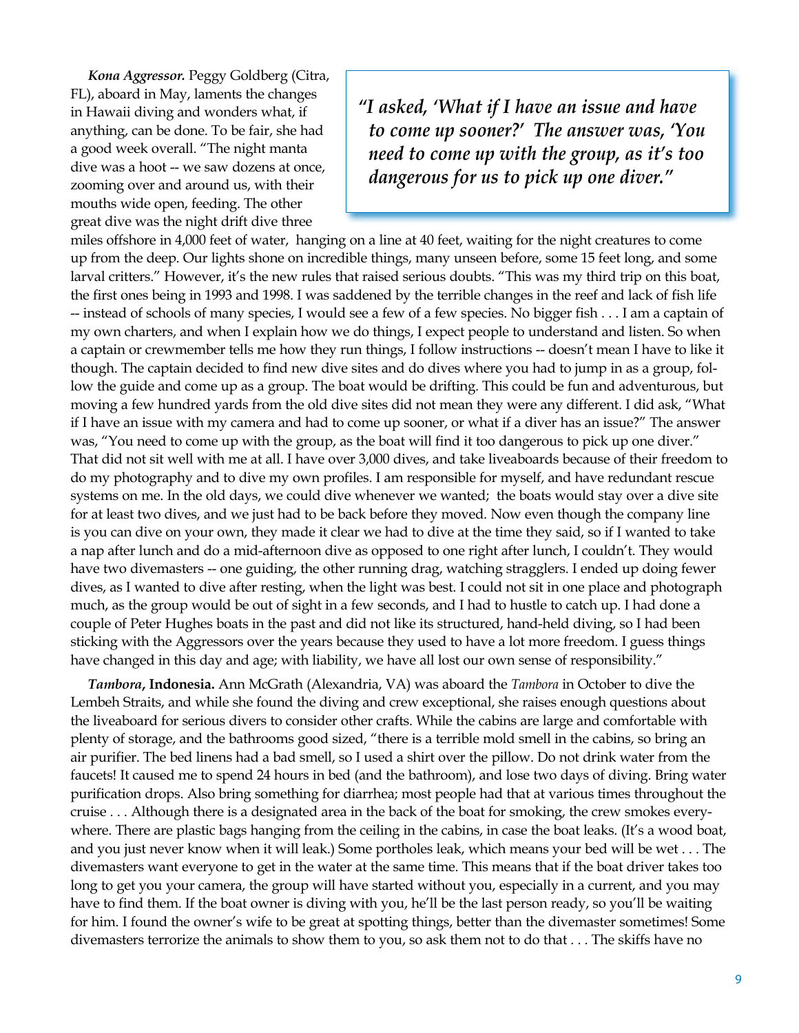***Kona Aggressor.*** Peggy Goldberg (Citra, FL), aboard in May, laments the changes in Hawaii diving and wonders what, if anything, can be done. To be fair, she had a good week overall. "The night manta dive was a hoot -- we saw dozens at once, zooming over and around us, with their mouths wide open, feeding. The other great dive was the night drift dive three miles offshore in 4,000 feet of water, hanging on a line at 40 feet, waiting for the night creatures to come up from the deep. Our lights shone on incredible things, many unseen before, some 15 feet long, and some larval critters." However, it's the new rules that raised serious doubts. "This was my third trip on this boat, the first ones being in 1993 and 1998. I was saddened by the terrible changes in the reef and lack of fish life -- instead of schools of many species, I would see a few of a few species. No bigger fish . . . I am a captain of my own charters, and when I explain how we do things, I expect people to understand and listen. So when a captain or crewmember tells me how they run things, I follow instructions -- doesn't mean I have to like it though. The captain decided to find new dive sites and do dives where you had to jump in as a group, follow the guide and come up as a group. The boat would be drifting. This could be fun and adventurous, but moving a few hundred yards from the old dive sites did not mean they were any different. I did ask, "What if I have an issue with my camera and had to come up sooner, or what if a diver has an issue?" The answer was, "You need to come up with the group, as the boat will find it too dangerous to pick up one diver." That did not sit well with me at all. I have over 3,000 dives, and take liveaboards because of their freedom to do my photography and to dive my own profiles. I am responsible for myself, and have redundant rescue systems on me. In the old days, we could dive whenever we wanted; the boats would stay over a dive site for at least two dives, and we just had to be back before they moved. Now even though the company line is you can dive on your own, they made it clear we had to dive at the time they said, so if I wanted to take a nap after lunch and do a mid-afternoon dive as opposed to one right after lunch, I couldn't. They would have two divemasters -- one guiding, the other running drag, watching stragglers. I ended up doing fewer dives, as I wanted to dive after resting, when the light was best. I could not sit in one place and photograph much, as the group would be out of sight in a few seconds, and I had to hustle to catch up. I had done a couple of Peter Hughes boats in the past and did not like its structured, hand-held diving, so I had been sticking with the Aggressors over the years because they used to have a lot more freedom. I guess things have changed in this day and age; with liability, we have all lost our own sense of responsibility."

> *"I asked, 'What if I have an issue and have to come up sooner?' The answer was, 'You need to come up with the group, as it's too dangerous for us to pick up one diver."*

***Tambora*, Indonesia.** Ann McGrath (Alexandria, VA) was aboard the *Tambora* in October to dive the Lembeh Straits, and while she found the diving and crew exceptional, she raises enough questions about the liveaboard for serious divers to consider other crafts. While the cabins are large and comfortable with plenty of storage, and the bathrooms good sized, "there is a terrible mold smell in the cabins, so bring an air purifier. The bed linens had a bad smell, so I used a shirt over the pillow. Do not drink water from the faucets! It caused me to spend 24 hours in bed (and the bathroom), and lose two days of diving. Bring water purification drops. Also bring something for diarrhea; most people had that at various times throughout the cruise . . . Although there is a designated area in the back of the boat for smoking, the crew smokes everywhere. There are plastic bags hanging from the ceiling in the cabins, in case the boat leaks. (It's a wood boat, and you just never know when it will leak.) Some portholes leak, which means your bed will be wet . . . The divemasters want everyone to get in the water at the same time. This means that if the boat driver takes too long to get you your camera, the group will have started without you, especially in a current, and you may have to find them. If the boat owner is diving with you, he'll be the last person ready, so you'll be waiting for him. I found the owner's wife to be great at spotting things, better than the divemaster sometimes! Some divemasters terrorize the animals to show them to you, so ask them not to do that . . . The skiffs have no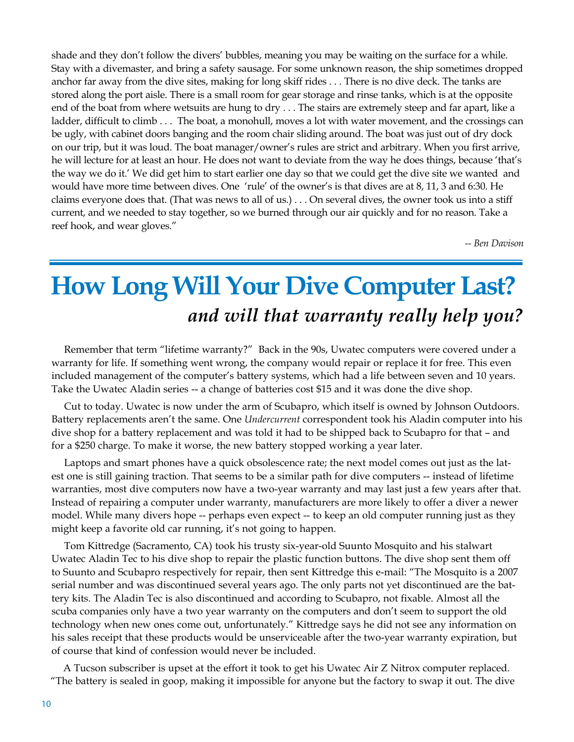shade and they don't follow the divers' bubbles, meaning you may be waiting on the surface for a while. Stay with a divemaster, and bring a safety sausage. For some unknown reason, the ship sometimes dropped anchor far away from the dive sites, making for long skiff rides . . . There is no dive deck. The tanks are stored along the port aisle. There is a small room for gear storage and rinse tanks, which is at the opposite end of the boat from where wetsuits are hung to dry . . . The stairs are extremely steep and far apart, like a ladder, difficult to climb . . . The boat, a monohull, moves a lot with water movement, and the crossings can be ugly, with cabinet doors banging and the room chair sliding around. The boat was just out of dry dock on our trip, but it was loud. The boat manager/owner's rules are strict and arbitrary. When you first arrive, he will lecture for at least an hour. He does not want to deviate from the way he does things, because 'that's the way we do it.' We did get him to start earlier one day so that we could get the dive site we wanted and would have more time between dives. One 'rule' of the owner's is that dives are at 8, 11, 3 and 6:30. He claims everyone does that. (That was news to all of us.) . . . On several dives, the owner took us into a stiff current, and we needed to stay together, so we burned through our air quickly and for no reason. Take a reef hook, and wear gloves."

*-- Ben Davison*

# How Long Will Your Dive Computer Last?

## *and will that warranty really help you?*

Remember that term "lifetime warranty?" Back in the 90s, Uwatec computers were covered under a warranty for life. If something went wrong, the company would repair or replace it for free. This even included management of the computer's battery systems, which had a life between seven and 10 years. Take the Uwatec Aladin series -- a change of batteries cost $15 and it was done the dive shop.

Cut to today. Uwatec is now under the arm of Scubapro, which itself is owned by Johnson Outdoors. Battery replacements aren't the same. One *Undercurrent* correspondent took his Aladin computer into his dive shop for a battery replacement and was told it had to be shipped back to Scubapro for that – and for a $250 charge. To make it worse, the new battery stopped working a year later.

Laptops and smart phones have a quick obsolescence rate; the next model comes out just as the latest one is still gaining traction. That seems to be a similar path for dive computers -- instead of lifetime warranties, most dive computers now have a two-year warranty and may last just a few years after that. Instead of repairing a computer under warranty, manufacturers are more likely to offer a diver a newer model. While many divers hope -- perhaps even expect -- to keep an old computer running just as they might keep a favorite old car running, it's not going to happen.

Tom Kittredge (Sacramento, CA) took his trusty six-year-old Suunto Mosquito and his stalwart Uwatec Aladin Tec to his dive shop to repair the plastic function buttons. The dive shop sent them off to Suunto and Scubapro respectively for repair, then sent Kittredge this e-mail: "The Mosquito is a 2007 serial number and was discontinued several years ago. The only parts not yet discontinued are the battery kits. The Aladin Tec is also discontinued and according to Scubapro, not fixable. Almost all the scuba companies only have a two year warranty on the computers and don't seem to support the old technology when new ones come out, unfortunately." Kittredge says he did not see any information on his sales receipt that these products would be unserviceable after the two-year warranty expiration, but of course that kind of confession would never be included.

A Tucson subscriber is upset at the effort it took to get his Uwatec Air Z Nitrox computer replaced. "The battery is sealed in goop, making it impossible for anyone but the factory to swap it out. The dive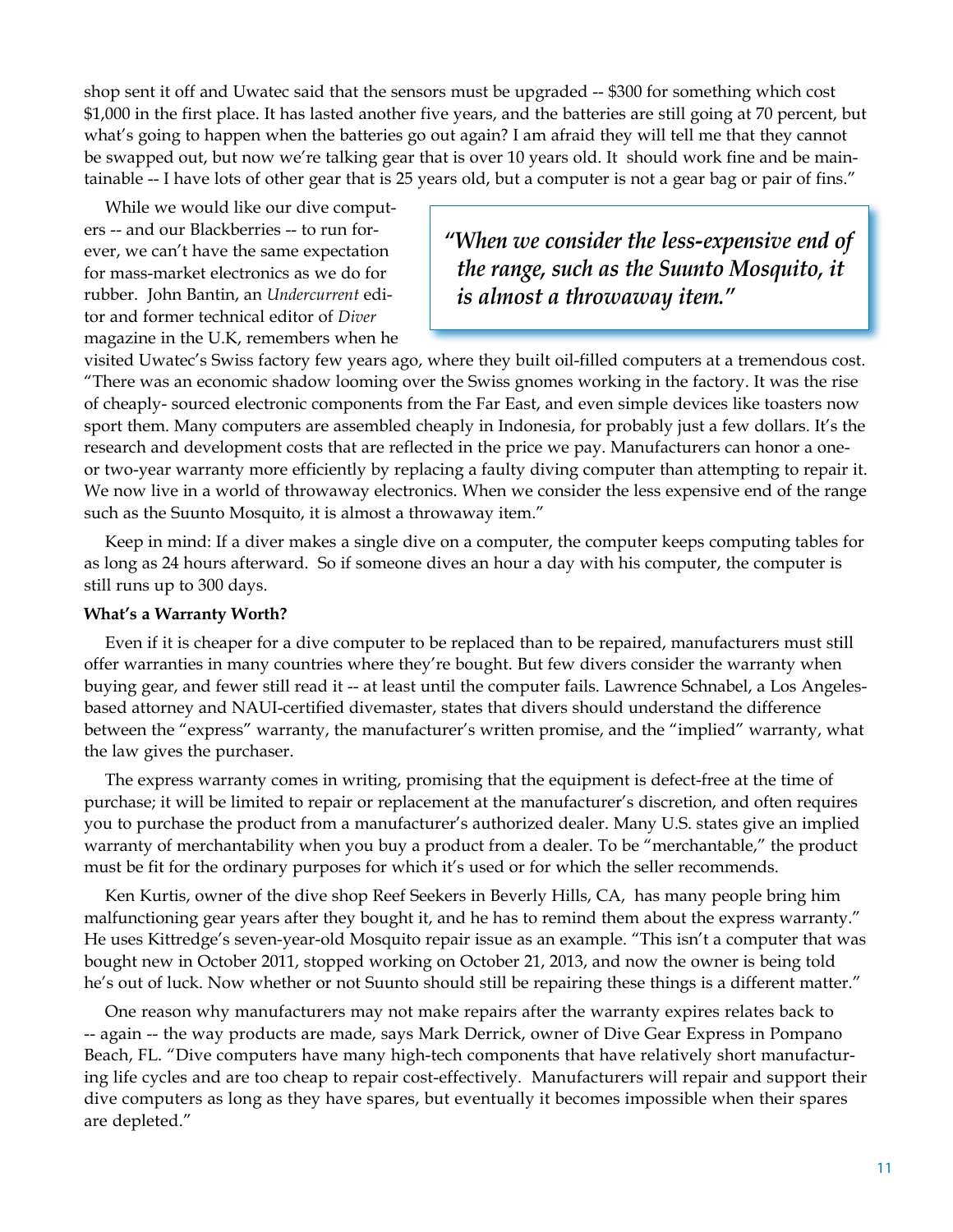shop sent it off and Uwatec said that the sensors must be upgraded -- $300 for something which cost $1,000 in the first place. It has lasted another five years, and the batteries are still going at 70 percent, but what's going to happen when the batteries go out again? I am afraid they will tell me that they cannot be swapped out, but now we're talking gear that is over 10 years old. It should work fine and be maintainable -- I have lots of other gear that is 25 years old, but a computer is not a gear bag or pair of fins."

While we would like our dive computers -- and our Blackberries -- to run forever, we can't have the same expectation for mass-market electronics as we do for rubber. John Bantin, an *Undercurrent* editor and former technical editor of *Diver* magazine in the U.K, remembers when he visited Uwatec's Swiss factory few years ago, where they built oil-filled computers at a tremendous cost. "There was an economic shadow looming over the Swiss gnomes working in the factory. It was the rise of cheaply- sourced electronic components from the Far East, and even simple devices like toasters now sport them. Many computers are assembled cheaply in Indonesia, for probably just a few dollars. It's the research and development costs that are reflected in the price we pay. Manufacturers can honor a one- or two-year warranty more efficiently by replacing a faulty diving computer than attempting to repair it. We now live in a world of throwaway electronics. When we consider the less expensive end of the range such as the Suunto Mosquito, it is almost a throwaway item."

> ***"When we consider the less-expensive end of the range, such as the Suunto Mosquito, it is almost a throwaway item."***

Keep in mind: If a diver makes a single dive on a computer, the computer keeps computing tables for as long as 24 hours afterward. So if someone dives an hour a day with his computer, the computer is still runs up to 300 days.

**What's a Warranty Worth?**

Even if it is cheaper for a dive computer to be replaced than to be repaired, manufacturers must still offer warranties in many countries where they're bought. But few divers consider the warranty when buying gear, and fewer still read it -- at least until the computer fails. Lawrence Schnabel, a Los Angeles-based attorney and NAUI-certified divemaster, states that divers should understand the difference between the "express" warranty, the manufacturer's written promise, and the "implied" warranty, what the law gives the purchaser.

The express warranty comes in writing, promising that the equipment is defect-free at the time of purchase; it will be limited to repair or replacement at the manufacturer's discretion, and often requires you to purchase the product from a manufacturer's authorized dealer. Many U.S. states give an implied warranty of merchantability when you buy a product from a dealer. To be "merchantable," the product must be fit for the ordinary purposes for which it's used or for which the seller recommends.

Ken Kurtis, owner of the dive shop Reef Seekers in Beverly Hills, CA, has many people bring him malfunctioning gear years after they bought it, and he has to remind them about the express warranty." He uses Kittredge's seven-year-old Mosquito repair issue as an example. "This isn't a computer that was bought new in October 2011, stopped working on October 21, 2013, and now the owner is being told he's out of luck. Now whether or not Suunto should still be repairing these things is a different matter."

One reason why manufacturers may not make repairs after the warranty expires relates back to -- again -- the way products are made, says Mark Derrick, owner of Dive Gear Express in Pompano Beach, FL. "Dive computers have many high-tech components that have relatively short manufacturing life cycles and are too cheap to repair cost-effectively. Manufacturers will repair and support their dive computers as long as they have spares, but eventually it becomes impossible when their spares are depleted."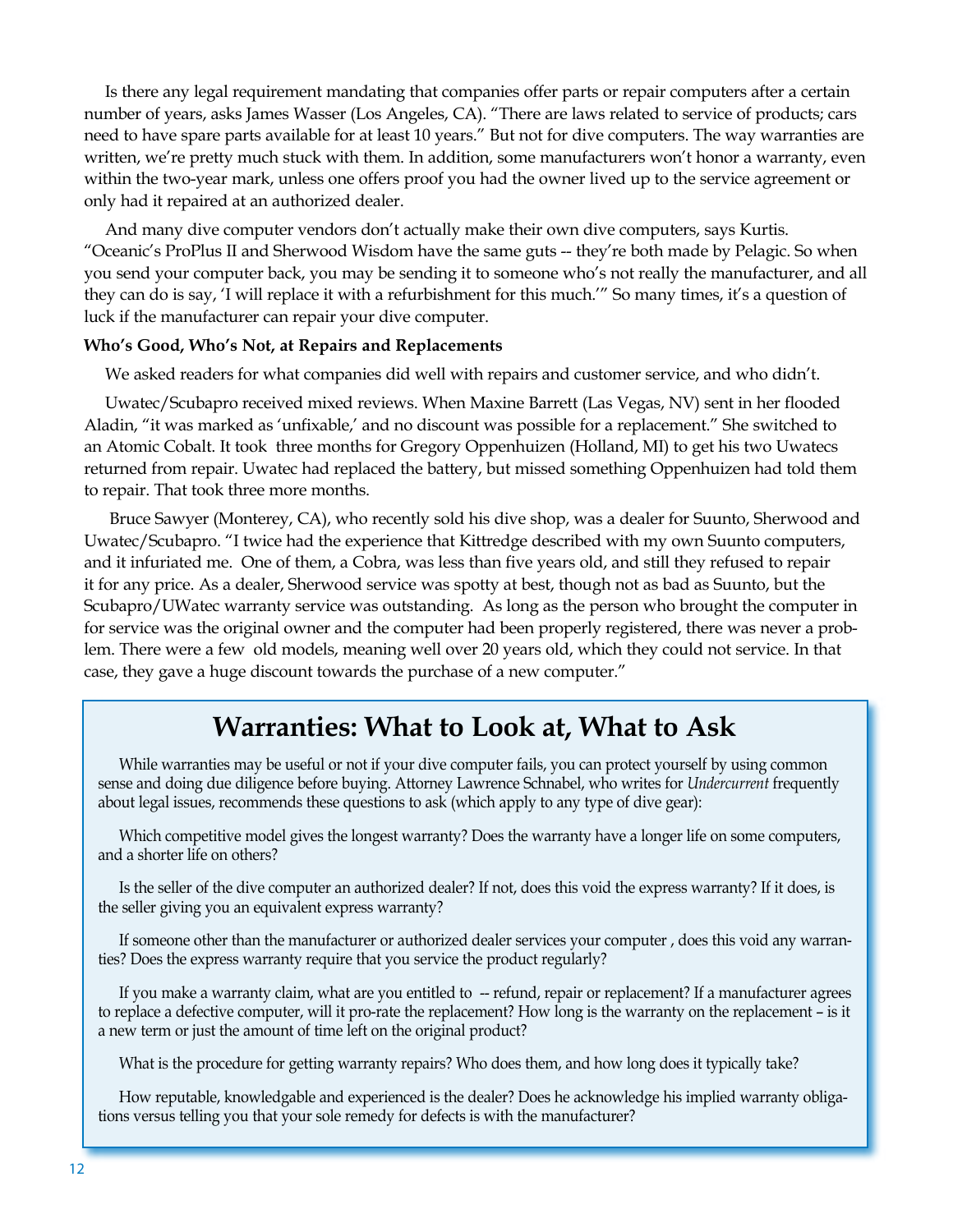Is there any legal requirement mandating that companies offer parts or repair computers after a certain number of years, asks James Wasser (Los Angeles, CA). "There are laws related to service of products; cars need to have spare parts available for at least 10 years." But not for dive computers. The way warranties are written, we're pretty much stuck with them. In addition, some manufacturers won't honor a warranty, even within the two-year mark, unless one offers proof you had the owner lived up to the service agreement or only had it repaired at an authorized dealer.

And many dive computer vendors don't actually make their own dive computers, says Kurtis. "Oceanic's ProPlus II and Sherwood Wisdom have the same guts -- they're both made by Pelagic. So when you send your computer back, you may be sending it to someone who's not really the manufacturer, and all they can do is say, 'I will replace it with a refurbishment for this much.'" So many times, it's a question of luck if the manufacturer can repair your dive computer.

**Who's Good, Who's Not, at Repairs and Replacements**

We asked readers for what companies did well with repairs and customer service, and who didn't.

Uwatec/Scubapro received mixed reviews. When Maxine Barrett (Las Vegas, NV) sent in her flooded Aladin, "it was marked as 'unfixable,' and no discount was possible for a replacement." She switched to an Atomic Cobalt. It took three months for Gregory Oppenhuizen (Holland, MI) to get his two Uwatecs returned from repair. Uwatec had replaced the battery, but missed something Oppenhuizen had told them to repair. That took three more months.

Bruce Sawyer (Monterey, CA), who recently sold his dive shop, was a dealer for Suunto, Sherwood and Uwatec/Scubapro. "I twice had the experience that Kittredge described with my own Suunto computers, and it infuriated me. One of them, a Cobra, was less than five years old, and still they refused to repair it for any price. As a dealer, Sherwood service was spotty at best, though not as bad as Suunto, but the Scubapro/UWatec warranty service was outstanding. As long as the person who brought the computer in for service was the original owner and the computer had been properly registered, there was never a problem. There were a few old models, meaning well over 20 years old, which they could not service. In that case, they gave a huge discount towards the purchase of a new computer."

## Warranties: What to Look at, What to Ask

While warranties may be useful or not if your dive computer fails, you can protect yourself by using common sense and doing due diligence before buying. Attorney Lawrence Schnabel, who writes for *Undercurrent* frequently about legal issues, recommends these questions to ask (which apply to any type of dive gear):

Which competitive model gives the longest warranty? Does the warranty have a longer life on some computers, and a shorter life on others?

Is the seller of the dive computer an authorized dealer? If not, does this void the express warranty? If it does, is the seller giving you an equivalent express warranty?

If someone other than the manufacturer or authorized dealer services your computer , does this void any warranties? Does the express warranty require that you service the product regularly?

If you make a warranty claim, what are you entitled to -- refund, repair or replacement? If a manufacturer agrees to replace a defective computer, will it pro-rate the replacement? How long is the warranty on the replacement – is it a new term or just the amount of time left on the original product?

What is the procedure for getting warranty repairs? Who does them, and how long does it typically take?

How reputable, knowledgable and experienced is the dealer? Does he acknowledge his implied warranty obligations versus telling you that your sole remedy for defects is with the manufacturer?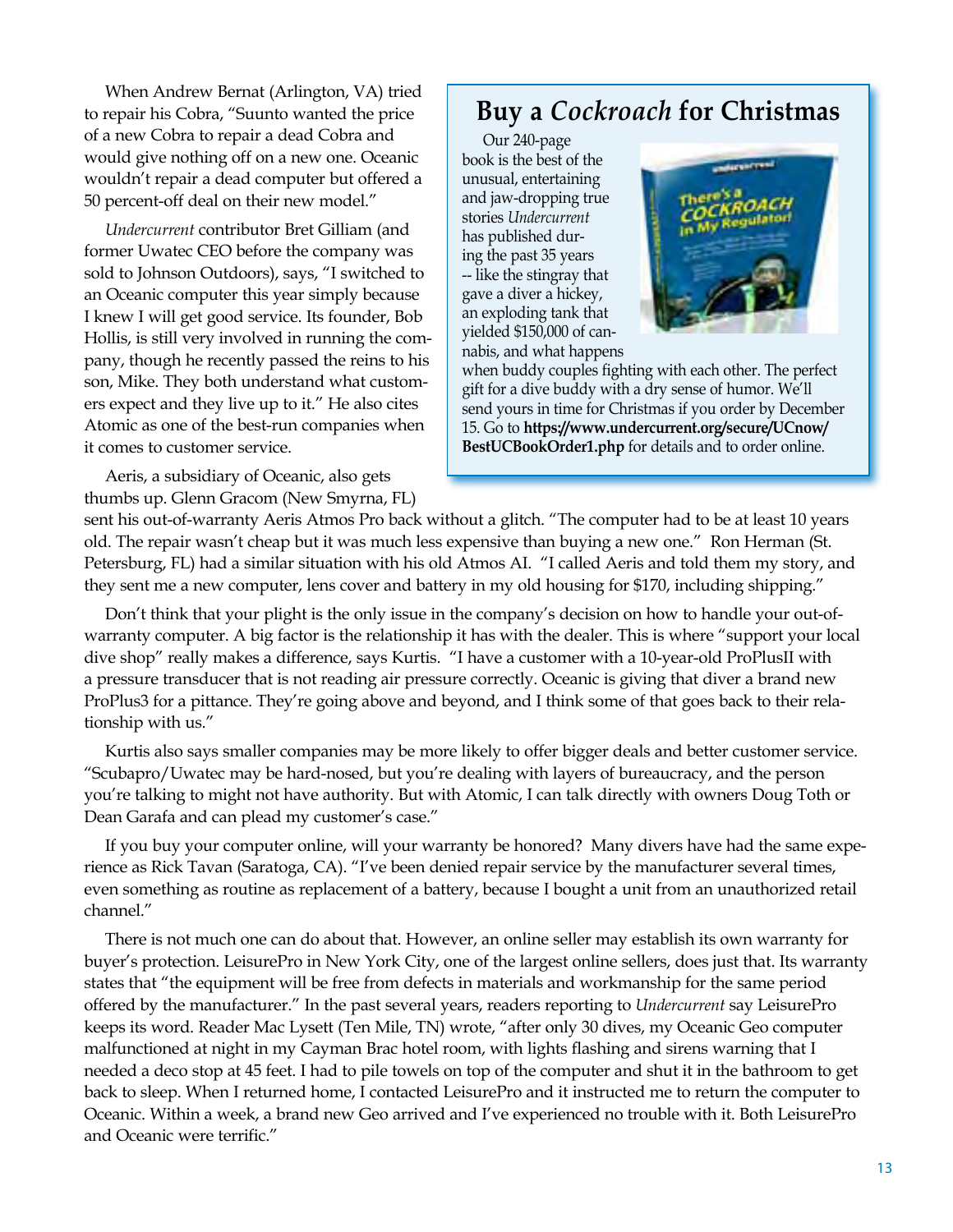When Andrew Bernat (Arlington, VA) tried to repair his Cobra, "Suunto wanted the price of a new Cobra to repair a dead Cobra and would give nothing off on a new one. Oceanic wouldn't repair a dead computer but offered a 50 percent-off deal on their new model."

*Undercurrent* contributor Bret Gilliam (and former Uwatec CEO before the company was sold to Johnson Outdoors), says, "I switched to an Oceanic computer this year simply because I knew I will get good service. Its founder, Bob Hollis, is still very involved in running the company, though he recently passed the reins to his son, Mike. They both understand what customers expect and they live up to it." He also cites Atomic as one of the best-run companies when it comes to customer service.

Aeris, a subsidiary of Oceanic, also gets thumbs up. Glenn Gracom (New Smyrna, FL) sent his out-of-warranty Aeris Atmos Pro back without a glitch. "The computer had to be at least 10 years old. The repair wasn't cheap but it was much less expensive than buying a new one." Ron Herman (St. Petersburg, FL) had a similar situation with his old Atmos AI. "I called Aeris and told them my story, and they sent me a new computer, lens cover and battery in my old housing for $170, including shipping."

Don't think that your plight is the only issue in the company's decision on how to handle your out-of-warranty computer. A big factor is the relationship it has with the dealer. This is where "support your local dive shop" really makes a difference, says Kurtis. "I have a customer with a 10-year-old ProPlusII with a pressure transducer that is not reading air pressure correctly. Oceanic is giving that diver a brand new ProPlus3 for a pittance. They're going above and beyond, and I think some of that goes back to their relationship with us."

Kurtis also says smaller companies may be more likely to offer bigger deals and better customer service. "Scubapro/Uwatec may be hard-nosed, but you're dealing with layers of bureaucracy, and the person you're talking to might not have authority. But with Atomic, I can talk directly with owners Doug Toth or Dean Garafa and can plead my customer's case."

If you buy your computer online, will your warranty be honored? Many divers have had the same experience as Rick Tavan (Saratoga, CA). "I've been denied repair service by the manufacturer several times, even something as routine as replacement of a battery, because I bought a unit from an unauthorized retail channel."

There is not much one can do about that. However, an online seller may establish its own warranty for buyer's protection. LeisurePro in New York City, one of the largest online sellers, does just that. Its warranty states that "the equipment will be free from defects in materials and workmanship for the same period offered by the manufacturer." In the past several years, readers reporting to *Undercurrent* say LeisurePro keeps its word. Reader Mac Lysett (Ten Mile, TN) wrote, "after only 30 dives, my Oceanic Geo computer malfunctioned at night in my Cayman Brac hotel room, with lights flashing and sirens warning that I needed a deco stop at 45 feet. I had to pile towels on top of the computer and shut it in the bathroom to get back to sleep. When I returned home, I contacted LeisurePro and it instructed me to return the computer to Oceanic. Within a week, a brand new Geo arrived and I've experienced no trouble with it. Both LeisurePro and Oceanic were terrific."

## Buy a *Cockroach* for Christmas

Our 240-page book is the best of the unusual, entertaining and jaw-dropping true stories *Undercurrent* has published during the past 35 years -- like the stingray that gave a diver a hickey, an exploding tank that yielded $150,000 of cannabis, and what happens when buddy couples fighting with each other. The perfect gift for a dive buddy with a dry sense of humor. We'll send yours in time for Christmas if you order by December 15. Go to **https://www.undercurrent.org/secure/UCnow/BestUCBookOrder1.php** for details and to order online.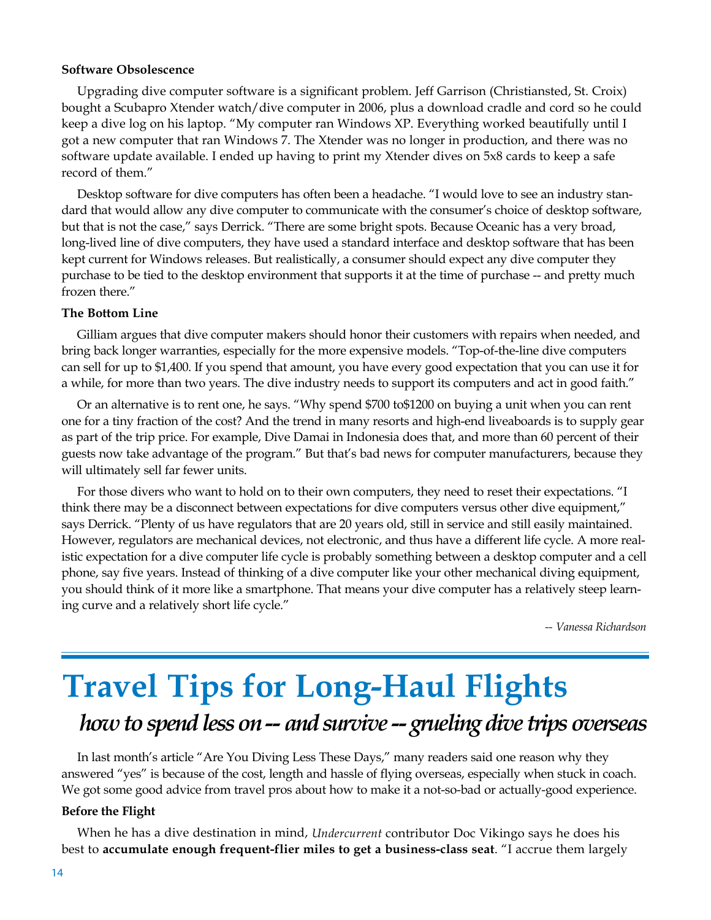**Software Obsolescence**

Upgrading dive computer software is a significant problem. Jeff Garrison (Christiansted, St. Croix) bought a Scubapro Xtender watch/dive computer in 2006, plus a download cradle and cord so he could keep a dive log on his laptop. "My computer ran Windows XP. Everything worked beautifully until I got a new computer that ran Windows 7. The Xtender was no longer in production, and there was no software update available. I ended up having to print my Xtender dives on 5x8 cards to keep a safe record of them."

Desktop software for dive computers has often been a headache. "I would love to see an industry standard that would allow any dive computer to communicate with the consumer's choice of desktop software, but that is not the case," says Derrick. "There are some bright spots. Because Oceanic has a very broad, long-lived line of dive computers, they have used a standard interface and desktop software that has been kept current for Windows releases. But realistically, a consumer should expect any dive computer they purchase to be tied to the desktop environment that supports it at the time of purchase -- and pretty much frozen there."

**The Bottom Line**

Gilliam argues that dive computer makers should honor their customers with repairs when needed, and bring back longer warranties, especially for the more expensive models. "Top-of-the-line dive computers can sell for up to $1,400. If you spend that amount, you have every good expectation that you can use it for a while, for more than two years. The dive industry needs to support its computers and act in good faith."

Or an alternative is to rent one, he says. "Why spend $700 to$1200 on buying a unit when you can rent one for a tiny fraction of the cost? And the trend in many resorts and high-end liveaboards is to supply gear as part of the trip price. For example, Dive Damai in Indonesia does that, and more than 60 percent of their guests now take advantage of the program." But that's bad news for computer manufacturers, because they will ultimately sell far fewer units.

For those divers who want to hold on to their own computers, they need to reset their expectations. "I think there may be a disconnect between expectations for dive computers versus other dive equipment," says Derrick. "Plenty of us have regulators that are 20 years old, still in service and still easily maintained. However, regulators are mechanical devices, not electronic, and thus have a different life cycle. A more realistic expectation for a dive computer life cycle is probably something between a desktop computer and a cell phone, say five years. Instead of thinking of a dive computer like your other mechanical diving equipment, you should think of it more like a smartphone. That means your dive computer has a relatively steep learning curve and a relatively short life cycle."

*-- Vanessa Richardson*

# Travel Tips for Long-Haul Flights

## *how to spend less on -- and survive -- grueling dive trips overseas*

In last month's article "Are You Diving Less These Days," many readers said one reason why they answered "yes" is because of the cost, length and hassle of flying overseas, especially when stuck in coach. We got some good advice from travel pros about how to make it a not-so-bad or actually-good experience.

**Before the Flight**

When he has a dive destination in mind, *Undercurrent* contributor Doc Vikingo says he does his best to **accumulate enough frequent-flier miles to get a business-class seat**. "I accrue them largely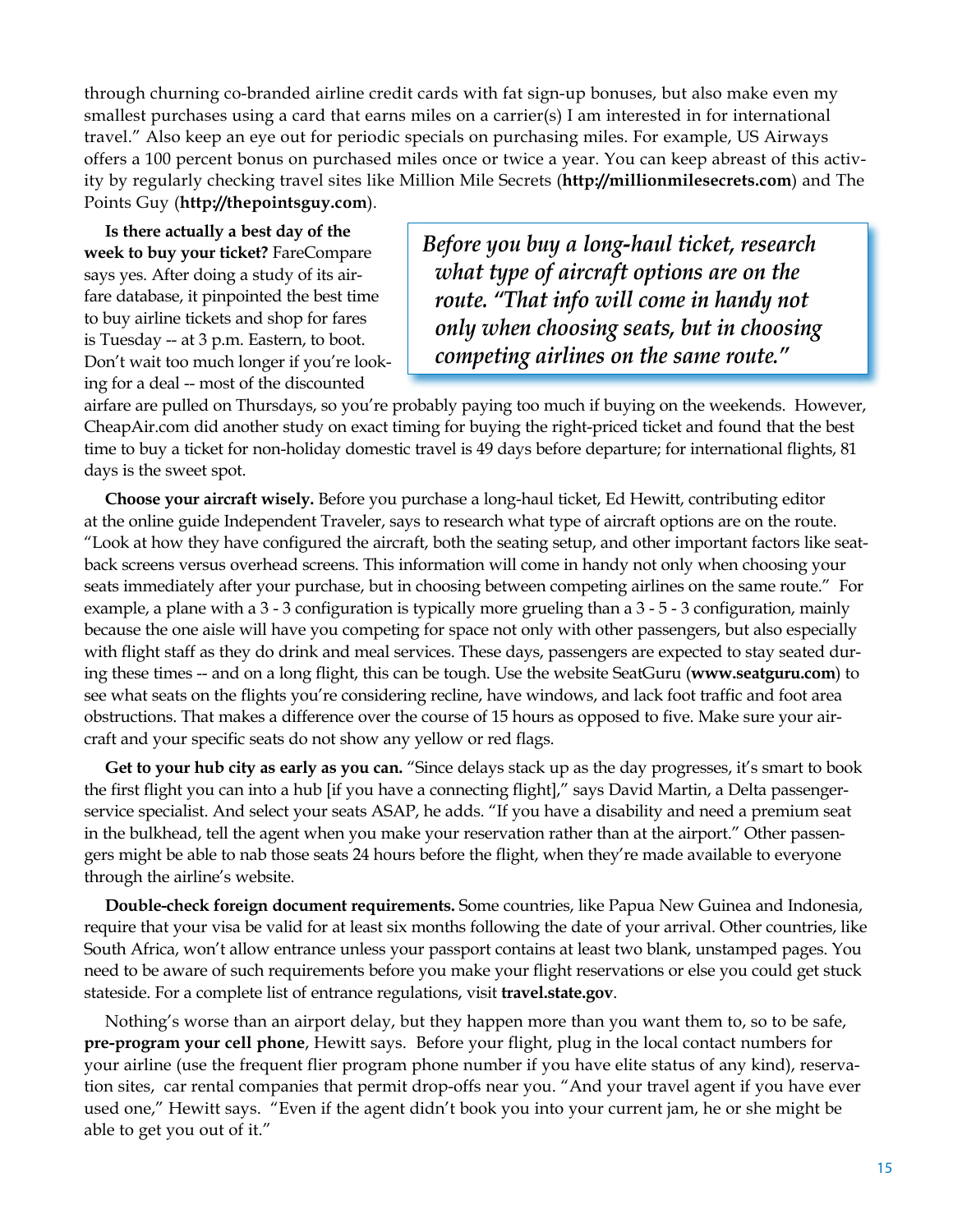through churning co-branded airline credit cards with fat sign-up bonuses, but also make even my smallest purchases using a card that earns miles on a carrier(s) I am interested in for international travel." Also keep an eye out for periodic specials on purchasing miles. For example, US Airways offers a 100 percent bonus on purchased miles once or twice a year. You can keep abreast of this activity by regularly checking travel sites like Million Mile Secrets (**http://millionmilesecrets.com**) and The Points Guy (**http://thepointsguy.com**).

**Is there actually a best day of the week to buy your ticket?** FareCompare says yes. After doing a study of its airfare database, it pinpointed the best time to buy airline tickets and shop for fares is Tuesday -- at 3 p.m. Eastern, to boot. Don't wait too much longer if you're looking for a deal -- most of the discounted airfare are pulled on Thursdays, so you're probably paying too much if buying on the weekends. However, CheapAir.com did another study on exact timing for buying the right-priced ticket and found that the best time to buy a ticket for non-holiday domestic travel is 49 days before departure; for international flights, 81 days is the sweet spot.

> *Before you buy a long-haul ticket, research what type of aircraft options are on the route. "That info will come in handy not only when choosing seats, but in choosing competing airlines on the same route."*

**Choose your aircraft wisely.** Before you purchase a long-haul ticket, Ed Hewitt, contributing editor at the online guide Independent Traveler, says to research what type of aircraft options are on the route. "Look at how they have configured the aircraft, both the seating setup, and other important factors like seat-back screens versus overhead screens. This information will come in handy not only when choosing your seats immediately after your purchase, but in choosing between competing airlines on the same route." For example, a plane with a 3 - 3 configuration is typically more grueling than a 3 - 5 - 3 configuration, mainly because the one aisle will have you competing for space not only with other passengers, but also especially with flight staff as they do drink and meal services. These days, passengers are expected to stay seated during these times -- and on a long flight, this can be tough. Use the website SeatGuru (**www.seatguru.com**) to see what seats on the flights you're considering recline, have windows, and lack foot traffic and foot area obstructions. That makes a difference over the course of 15 hours as opposed to five. Make sure your aircraft and your specific seats do not show any yellow or red flags.

**Get to your hub city as early as you can.** "Since delays stack up as the day progresses, it's smart to book the first flight you can into a hub [if you have a connecting flight]," says David Martin, a Delta passenger-service specialist. And select your seats ASAP, he adds. "If you have a disability and need a premium seat in the bulkhead, tell the agent when you make your reservation rather than at the airport." Other passengers might be able to nab those seats 24 hours before the flight, when they're made available to everyone through the airline's website.

**Double-check foreign document requirements.** Some countries, like Papua New Guinea and Indonesia, require that your visa be valid for at least six months following the date of your arrival. Other countries, like South Africa, won't allow entrance unless your passport contains at least two blank, unstamped pages. You need to be aware of such requirements before you make your flight reservations or else you could get stuck stateside. For a complete list of entrance regulations, visit **travel.state.gov**.

Nothing's worse than an airport delay, but they happen more than you want them to, so to be safe, **pre-program your cell phone**, Hewitt says. Before your flight, plug in the local contact numbers for your airline (use the frequent flier program phone number if you have elite status of any kind), reservation sites, car rental companies that permit drop-offs near you. "And your travel agent if you have ever used one," Hewitt says. "Even if the agent didn't book you into your current jam, he or she might be able to get you out of it."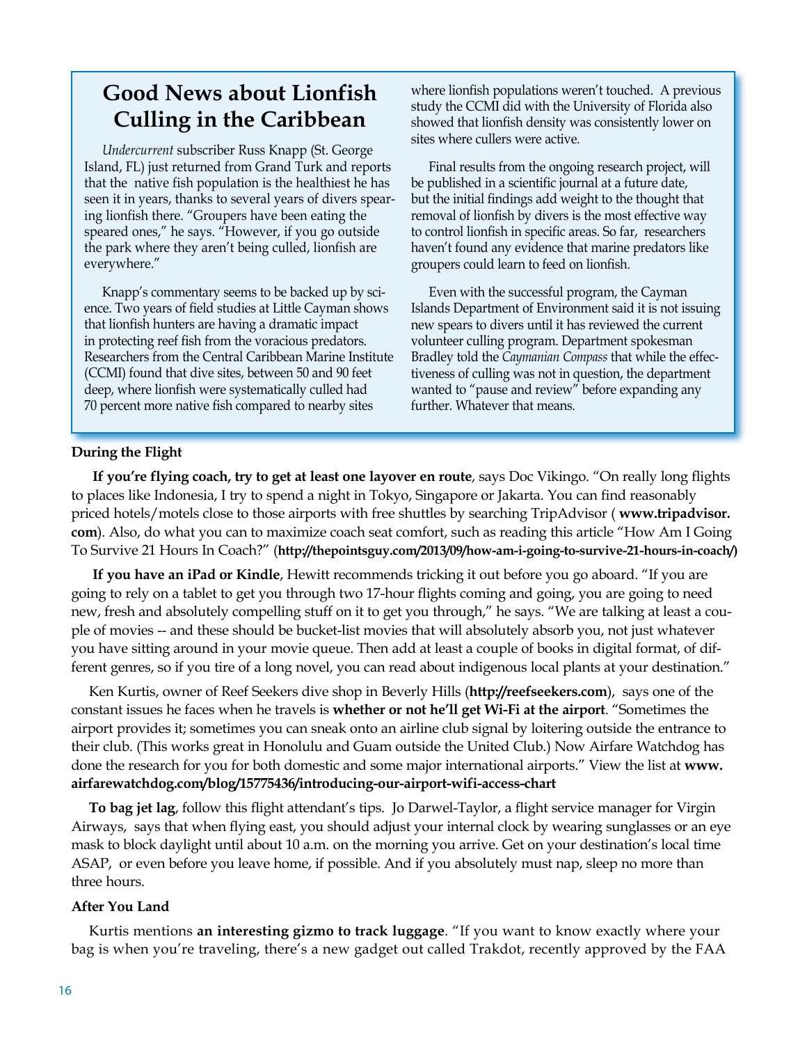## Good News about Lionfish Culling in the Caribbean

*Undercurrent* subscriber Russ Knapp (St. George Island, FL) just returned from Grand Turk and reports that the native fish population is the healthiest he has seen it in years, thanks to several years of divers spearing lionfish there. "Groupers have been eating the speared ones," he says. "However, if you go outside the park where they aren't being culled, lionfish are everywhere."

Knapp's commentary seems to be backed up by science. Two years of field studies at Little Cayman shows that lionfish hunters are having a dramatic impact in protecting reef fish from the voracious predators. Researchers from the Central Caribbean Marine Institute (CCMI) found that dive sites, between 50 and 90 feet deep, where lionfish were systematically culled had 70 percent more native fish compared to nearby sites where lionfish populations weren't touched. A previous study the CCMI did with the University of Florida also showed that lionfish density was consistently lower on sites where cullers were active.

Final results from the ongoing research project, will be published in a scientific journal at a future date, but the initial findings add weight to the thought that removal of lionfish by divers is the most effective way to control lionfish in specific areas. So far, researchers haven't found any evidence that marine predators like groupers could learn to feed on lionfish.

Even with the successful program, the Cayman Islands Department of Environment said it is not issuing new spears to divers until it has reviewed the current volunteer culling program. Department spokesman Bradley told the *Caymanian Compass* that while the effectiveness of culling was not in question, the department wanted to "pause and review" before expanding any further. Whatever that means.

**During the Flight**

**If you're flying coach, try to get at least one layover en route**, says Doc Vikingo. "On really long flights to places like Indonesia, I try to spend a night in Tokyo, Singapore or Jakarta. You can find reasonably priced hotels/motels close to those airports with free shuttles by searching TripAdvisor ( **www.tripadvisor.com**). Also, do what you can to maximize coach seat comfort, such as reading this article "How Am I Going To Survive 21 Hours In Coach?" (**http://thepointsguy.com/2013/09/how-am-i-going-to-survive-21-hours-in-coach/)**

**If you have an iPad or Kindle**, Hewitt recommends tricking it out before you go aboard. "If you are going to rely on a tablet to get you through two 17-hour flights coming and going, you are going to need new, fresh and absolutely compelling stuff on it to get you through," he says. "We are talking at least a couple of movies -- and these should be bucket-list movies that will absolutely absorb you, not just whatever you have sitting around in your movie queue. Then add at least a couple of books in digital format, of different genres, so if you tire of a long novel, you can read about indigenous local plants at your destination."

Ken Kurtis, owner of Reef Seekers dive shop in Beverly Hills (**http://reefseekers.com**), says one of the constant issues he faces when he travels is **whether or not he'll get Wi-Fi at the airport**. "Sometimes the airport provides it; sometimes you can sneak onto an airline club signal by loitering outside the entrance to their club. (This works great in Honolulu and Guam outside the United Club.) Now Airfare Watchdog has done the research for you for both domestic and some major international airports." View the list at **www.airfarewatchdog.com/blog/15775436/introducing-our-airport-wifi-access-chart**

**To bag jet lag**, follow this flight attendant's tips. Jo Darwel-Taylor, a flight service manager for Virgin Airways, says that when flying east, you should adjust your internal clock by wearing sunglasses or an eye mask to block daylight until about 10 a.m. on the morning you arrive. Get on your destination's local time ASAP, or even before you leave home, if possible. And if you absolutely must nap, sleep no more than three hours.

**After You Land**

Kurtis mentions **an interesting gizmo to track luggage**. "If you want to know exactly where your bag is when you're traveling, there's a new gadget out called Trakdot, recently approved by the FAA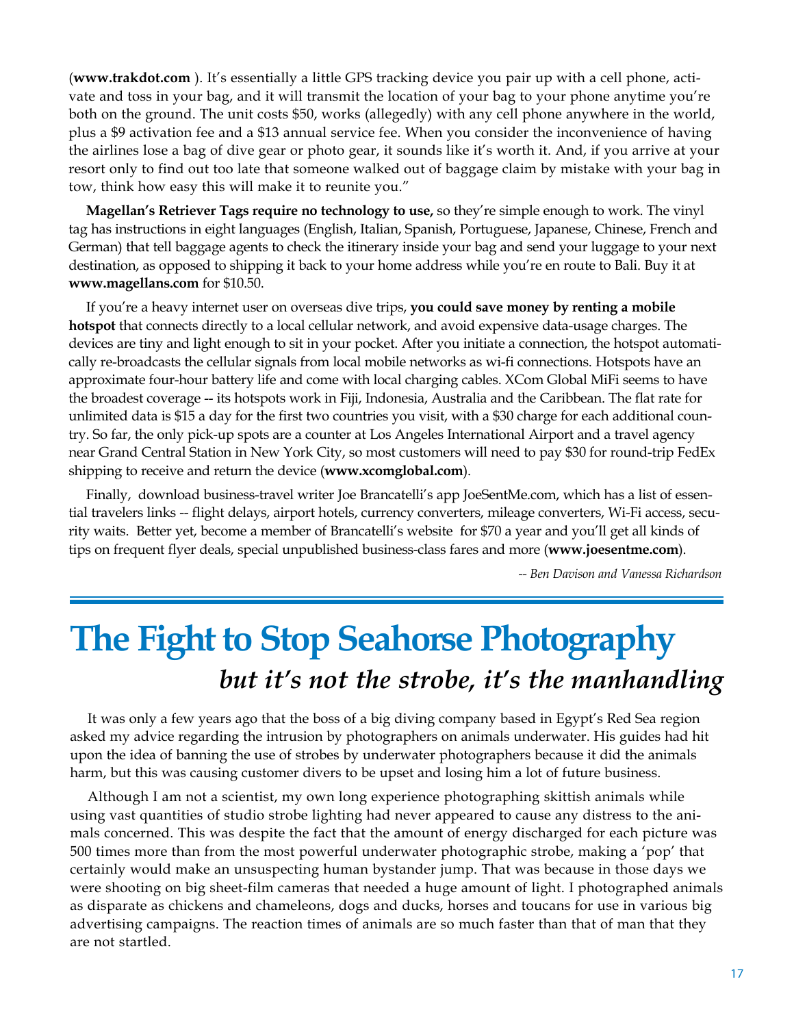(**www.trakdot.com** ). It's essentially a little GPS tracking device you pair up with a cell phone, activate and toss in your bag, and it will transmit the location of your bag to your phone anytime you're both on the ground. The unit costs $50, works (allegedly) with any cell phone anywhere in the world, plus a $9 activation fee and a $13 annual service fee. When you consider the inconvenience of having the airlines lose a bag of dive gear or photo gear, it sounds like it's worth it. And, if you arrive at your resort only to find out too late that someone walked out of baggage claim by mistake with your bag in tow, think how easy this will make it to reunite you."

**Magellan's Retriever Tags require no technology to use,** so they're simple enough to work. The vinyl tag has instructions in eight languages (English, Italian, Spanish, Portuguese, Japanese, Chinese, French and German) that tell baggage agents to check the itinerary inside your bag and send your luggage to your next destination, as opposed to shipping it back to your home address while you're en route to Bali. Buy it at **www.magellans.com** for $10.50.

If you're a heavy internet user on overseas dive trips, **you could save money by renting a mobile hotspot** that connects directly to a local cellular network, and avoid expensive data-usage charges. The devices are tiny and light enough to sit in your pocket. After you initiate a connection, the hotspot automatically re-broadcasts the cellular signals from local mobile networks as wi-fi connections. Hotspots have an approximate four-hour battery life and come with local charging cables. XCom Global MiFi seems to have the broadest coverage -- its hotspots work in Fiji, Indonesia, Australia and the Caribbean. The flat rate for unlimited data is $15 a day for the first two countries you visit, with a $30 charge for each additional country. So far, the only pick-up spots are a counter at Los Angeles International Airport and a travel agency near Grand Central Station in New York City, so most customers will need to pay $30 for round-trip FedEx shipping to receive and return the device (**www.xcomglobal.com**).

Finally, download business-travel writer Joe Brancatelli's app JoeSentMe.com, which has a list of essential travelers links -- flight delays, airport hotels, currency converters, mileage converters, Wi-Fi access, security waits. Better yet, become a member of Brancatelli's website for $70 a year and you'll get all kinds of tips on frequent flyer deals, special unpublished business-class fares and more (**www.joesentme.com**).

*-- Ben Davison and Vanessa Richardson*

# The Fight to Stop Seahorse Photography

## *but it's not the strobe, it's the manhandling*

It was only a few years ago that the boss of a big diving company based in Egypt's Red Sea region asked my advice regarding the intrusion by photographers on animals underwater. His guides had hit upon the idea of banning the use of strobes by underwater photographers because it did the animals harm, but this was causing customer divers to be upset and losing him a lot of future business.

Although I am not a scientist, my own long experience photographing skittish animals while using vast quantities of studio strobe lighting had never appeared to cause any distress to the animals concerned. This was despite the fact that the amount of energy discharged for each picture was 500 times more than from the most powerful underwater photographic strobe, making a 'pop' that certainly would make an unsuspecting human bystander jump. That was because in those days we were shooting on big sheet-film cameras that needed a huge amount of light. I photographed animals as disparate as chickens and chameleons, dogs and ducks, horses and toucans for use in various big advertising campaigns. The reaction times of animals are so much faster than that of man that they are not startled.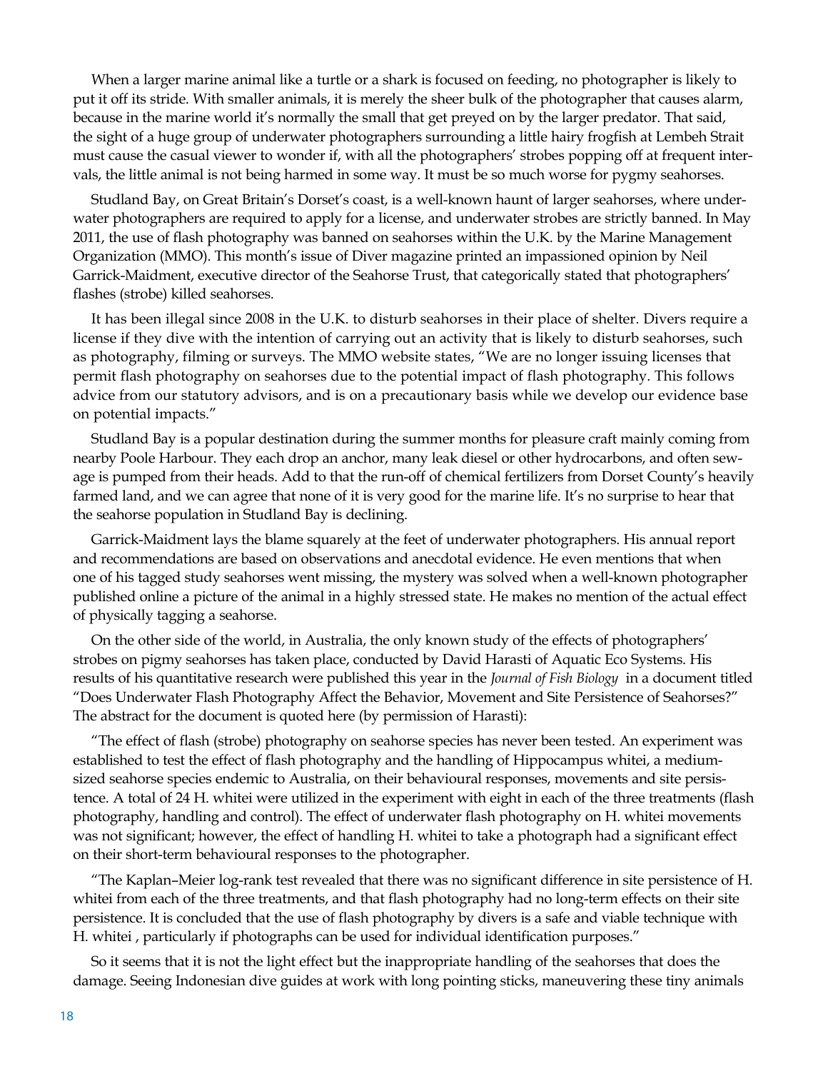When a larger marine animal like a turtle or a shark is focused on feeding, no photographer is likely to put it off its stride. With smaller animals, it is merely the sheer bulk of the photographer that causes alarm, because in the marine world it's normally the small that get preyed on by the larger predator. That said, the sight of a huge group of underwater photographers surrounding a little hairy frogfish at Lembeh Strait must cause the casual viewer to wonder if, with all the photographers' strobes popping off at frequent intervals, the little animal is not being harmed in some way. It must be so much worse for pygmy seahorses.

Studland Bay, on Great Britain's Dorset's coast, is a well-known haunt of larger seahorses, where underwater photographers are required to apply for a license, and underwater strobes are strictly banned. In May 2011, the use of flash photography was banned on seahorses within the U.K. by the Marine Management Organization (MMO). This month's issue of Diver magazine printed an impassioned opinion by Neil Garrick-Maidment, executive director of the Seahorse Trust, that categorically stated that photographers' flashes (strobe) killed seahorses.

It has been illegal since 2008 in the U.K. to disturb seahorses in their place of shelter. Divers require a license if they dive with the intention of carrying out an activity that is likely to disturb seahorses, such as photography, filming or surveys. The MMO website states, "We are no longer issuing licenses that permit flash photography on seahorses due to the potential impact of flash photography. This follows advice from our statutory advisors, and is on a precautionary basis while we develop our evidence base on potential impacts."

Studland Bay is a popular destination during the summer months for pleasure craft mainly coming from nearby Poole Harbour. They each drop an anchor, many leak diesel or other hydrocarbons, and often sewage is pumped from their heads. Add to that the run-off of chemical fertilizers from Dorset County's heavily farmed land, and we can agree that none of it is very good for the marine life. It's no surprise to hear that the seahorse population in Studland Bay is declining.

Garrick-Maidment lays the blame squarely at the feet of underwater photographers. His annual report and recommendations are based on observations and anecdotal evidence. He even mentions that when one of his tagged study seahorses went missing, the mystery was solved when a well-known photographer published online a picture of the animal in a highly stressed state. He makes no mention of the actual effect of physically tagging a seahorse.

On the other side of the world, in Australia, the only known study of the effects of photographers' strobes on pigmy seahorses has taken place, conducted by David Harasti of Aquatic Eco Systems. His results of his quantitative research were published this year in the *Journal of Fish Biology* in a document titled "Does Underwater Flash Photography Affect the Behavior, Movement and Site Persistence of Seahorses?" The abstract for the document is quoted here (by permission of Harasti):

"The effect of flash (strobe) photography on seahorse species has never been tested. An experiment was established to test the effect of flash photography and the handling of Hippocampus whitei, a medium-sized seahorse species endemic to Australia, on their behavioural responses, movements and site persistence. A total of 24 H. whitei were utilized in the experiment with eight in each of the three treatments (flash photography, handling and control). The effect of underwater flash photography on H. whitei movements was not significant; however, the effect of handling H. whitei to take a photograph had a significant effect on their short-term behavioural responses to the photographer.

"The Kaplan–Meier log-rank test revealed that there was no significant difference in site persistence of H. whitei from each of the three treatments, and that flash photography had no long-term effects on their site persistence. It is concluded that the use of flash photography by divers is a safe and viable technique with H. whitei , particularly if photographs can be used for individual identification purposes."

So it seems that it is not the light effect but the inappropriate handling of the seahorses that does the damage. Seeing Indonesian dive guides at work with long pointing sticks, maneuvering these tiny animals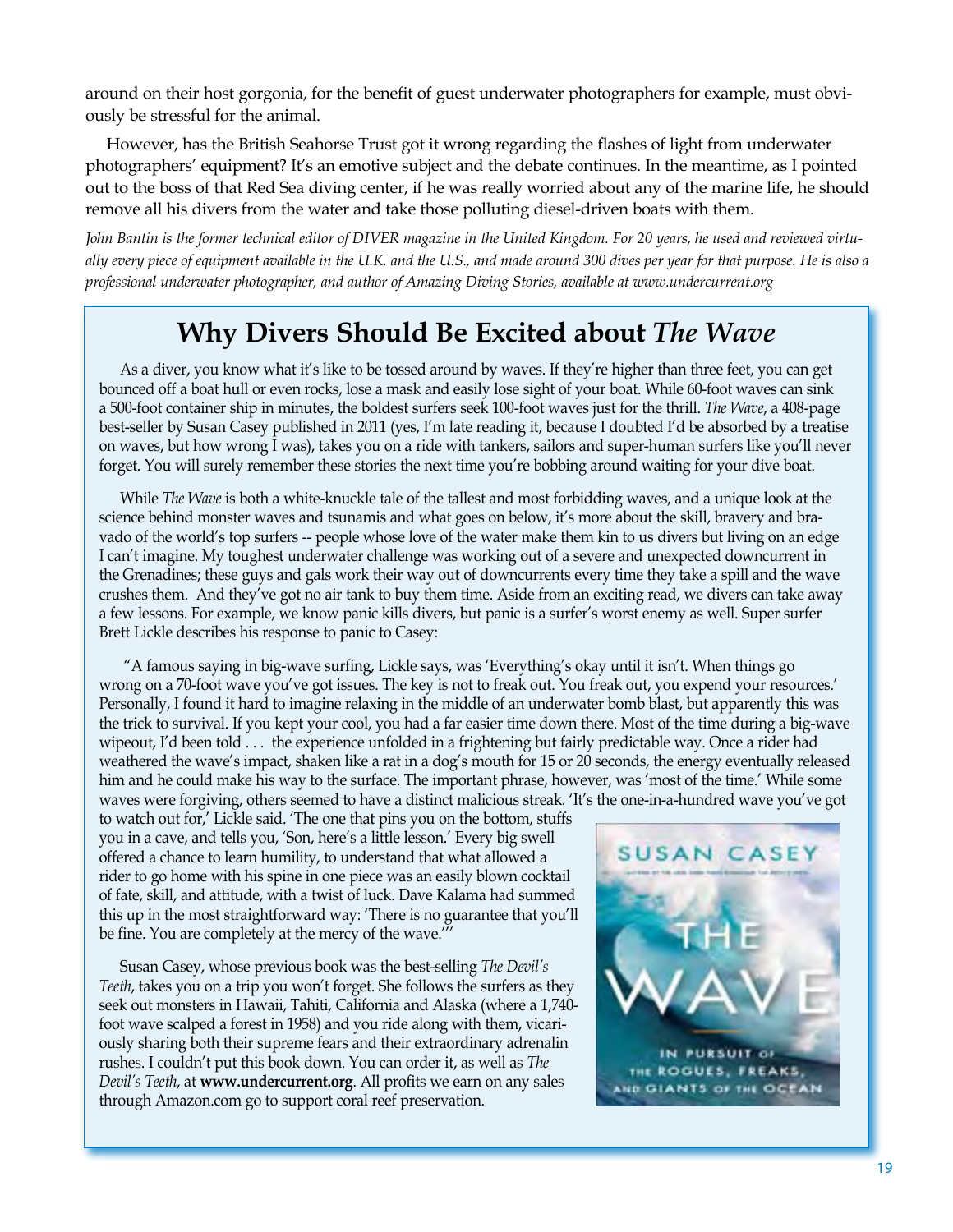around on their host gorgonia, for the benefit of guest underwater photographers for example, must obviously be stressful for the animal.

However, has the British Seahorse Trust got it wrong regarding the flashes of light from underwater photographers' equipment? It's an emotive subject and the debate continues. In the meantime, as I pointed out to the boss of that Red Sea diving center, if he was really worried about any of the marine life, he should remove all his divers from the water and take those polluting diesel-driven boats with them.

*John Bantin is the former technical editor of DIVER magazine in the United Kingdom. For 20 years, he used and reviewed virtually every piece of equipment available in the U.K. and the U.S., and made around 300 dives per year for that purpose. He is also a professional underwater photographer, and author of Amazing Diving Stories, available at www.undercurrent.org*

## Why Divers Should Be Excited about *The Wave*

As a diver, you know what it's like to be tossed around by waves. If they're higher than three feet, you can get bounced off a boat hull or even rocks, lose a mask and easily lose sight of your boat. While 60-foot waves can sink a 500-foot container ship in minutes, the boldest surfers seek 100-foot waves just for the thrill. *The Wave*, a 408-page best-seller by Susan Casey published in 2011 (yes, I'm late reading it, because I doubted I'd be absorbed by a treatise on waves, but how wrong I was), takes you on a ride with tankers, sailors and super-human surfers like you'll never forget. You will surely remember these stories the next time you're bobbing around waiting for your dive boat.

While *The Wave* is both a white-knuckle tale of the tallest and most forbidding waves, and a unique look at the science behind monster waves and tsunamis and what goes on below, it's more about the skill, bravery and bravado of the world's top surfers -- people whose love of the water make them kin to us divers but living on an edge I can't imagine. My toughest underwater challenge was working out of a severe and unexpected downcurrent in the Grenadines; these guys and gals work their way out of downcurrents every time they take a spill and the wave crushes them. And they've got no air tank to buy them time. Aside from an exciting read, we divers can take away a few lessons. For example, we know panic kills divers, but panic is a surfer's worst enemy as well. Super surfer Brett Lickle describes his response to panic to Casey:

"A famous saying in big-wave surfing, Lickle says, was 'Everything's okay until it isn't. When things go wrong on a 70-foot wave you've got issues. The key is not to freak out. You freak out, you expend your resources.' Personally, I found it hard to imagine relaxing in the middle of an underwater bomb blast, but apparently this was the trick to survival. If you kept your cool, you had a far easier time down there. Most of the time during a big-wave wipeout, I'd been told . . . the experience unfolded in a frightening but fairly predictable way. Once a rider had weathered the wave's impact, shaken like a rat in a dog's mouth for 15 or 20 seconds, the energy eventually released him and he could make his way to the surface. The important phrase, however, was 'most of the time.' While some waves were forgiving, others seemed to have a distinct malicious streak. 'It's the one-in-a-hundred wave you've got to watch out for,' Lickle said. 'The one that pins you on the bottom, stuffs you in a cave, and tells you, 'Son, here's a little lesson.' Every big swell offered a chance to learn humility, to understand that what allowed a rider to go home with his spine in one piece was an easily blown cocktail of fate, skill, and attitude, with a twist of luck. Dave Kalama had summed this up in the most straightforward way: 'There is no guarantee that you'll be fine. You are completely at the mercy of the wave.'"

Susan Casey, whose previous book was the best-selling *The Devil's Teeth*, takes you on a trip you won't forget. She follows the surfers as they seek out monsters in Hawaii, Tahiti, California and Alaska (where a 1,740-foot wave scalped a forest in 1958) and you ride along with them, vicariously sharing both their supreme fears and their extraordinary adrenalin rushes. I couldn't put this book down. You can order it, as well as *The Devil's Teeth*, at **www.undercurrent.org**. All profits we earn on any sales through Amazon.com go to support coral reef preservation.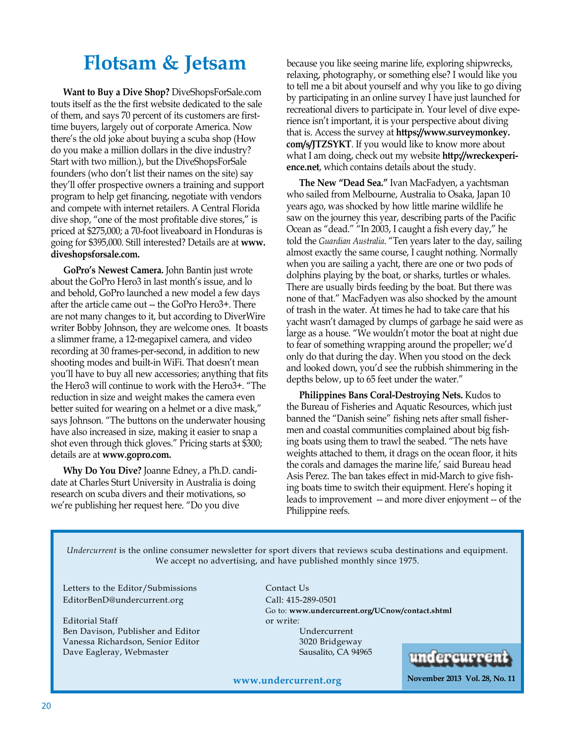# Flotsam & Jetsam

**Want to Buy a Dive Shop?** DiveShopsForSale.com touts itself as the the first website dedicated to the sale of them, and says 70 percent of its customers are first-time buyers, largely out of corporate America. Now there's the old joke about buying a scuba shop (How do you make a million dollars in the dive industry? Start with two million.), but the DiveShopsForSale founders (who don't list their names on the site) say they'll offer prospective owners a training and support program to help get financing, negotiate with vendors and compete with internet retailers. A Central Florida dive shop, "one of the most profitable dive stores," is priced at $275,000; a 70-foot liveaboard in Honduras is going for $395,000. Still interested? Details are at **www.diveshopsforsale.com.**

**GoPro's Newest Camera.** John Bantin just wrote about the GoPro Hero3 in last month's issue, and lo and behold, GoPro launched a new model a few days after the article came out -- the GoPro Hero3+. There are not many changes to it, but according to DiverWire writer Bobby Johnson, they are welcome ones. It boasts a slimmer frame, a 12-megapixel camera, and video recording at 30 frames-per-second, in addition to new shooting modes and built-in WiFi. That doesn't mean you'll have to buy all new accessories; anything that fits the Hero3 will continue to work with the Hero3+. "The reduction in size and weight makes the camera even better suited for wearing on a helmet or a dive mask," says Johnson. "The buttons on the underwater housing have also increased in size, making it easier to snap a shot even through thick gloves." Pricing starts at $300; details are at **www.gopro.com.**

**Why Do You Dive?** Joanne Edney, a Ph.D. candidate at Charles Sturt University in Australia is doing research on scuba divers and their motivations, so we're publishing her request here. "Do you dive because you like seeing marine life, exploring shipwrecks, relaxing, photography, or something else? I would like you to tell me a bit about yourself and why you like to go diving by participating in an online survey I have just launched for recreational divers to participate in. Your level of dive experience isn't important, it is your perspective about diving that is. Access the survey at **https://www.surveymonkey.com/s/JTZSYKT**. If you would like to know more about what I am doing, check out my website **http://wreckexperience.net**, which contains details about the study.

**The New "Dead Sea."** Ivan MacFadyen, a yachtsman who sailed from Melbourne, Australia to Osaka, Japan 10 years ago, was shocked by how little marine wildlife he saw on the journey this year, describing parts of the Pacific Ocean as "dead." "In 2003, I caught a fish every day," he told the *Guardian Australia*. "Ten years later to the day, sailing almost exactly the same course, I caught nothing. Normally when you are sailing a yacht, there are one or two pods of dolphins playing by the boat, or sharks, turtles or whales. There are usually birds feeding by the boat. But there was none of that." MacFadyen was also shocked by the amount of trash in the water. At times he had to take care that his yacht wasn't damaged by clumps of garbage he said were as large as a house. "We wouldn't motor the boat at night due to fear of something wrapping around the propeller; we'd only do that during the day. When you stood on the deck and looked down, you'd see the rubbish shimmering in the depths below, up to 65 feet under the water."

**Philippines Bans Coral-Destroying Nets.** Kudos to the Bureau of Fisheries and Aquatic Resources, which just banned the "Danish seine" fishing nets after small fishermen and coastal communities complained about big fishing boats using them to trawl the seabed. "The nets have weights attached to them, it drags on the ocean floor, it hits the corals and damages the marine life,' said Bureau head Asis Perez. The ban takes effect in mid-March to give fishing boats time to switch their equipment. Here's hoping it leads to improvement -- and more diver enjoyment -- of the Philippine reefs.

---

*Undercurrent* is the online consumer newsletter for sport divers that reviews scuba destinations and equipment. We accept no advertising, and have published monthly since 1975.

Letters to the Editor/Submissions
EditorBenD@undercurrent.org

Editorial Staff
Ben Davison, Publisher and Editor
Vanessa Richardson, Senior Editor
Dave Eagleray, Webmaster

Contact Us
Call: 415-289-0501
Go to: **www.undercurrent.org/UCnow/contact.shtml**
or write:
Undercurrent
3020 Bridgeway
Sausalito, CA 94965

undercurrent

**November 2013 Vol. 28, No. 11**

**www.undercurrent.org**